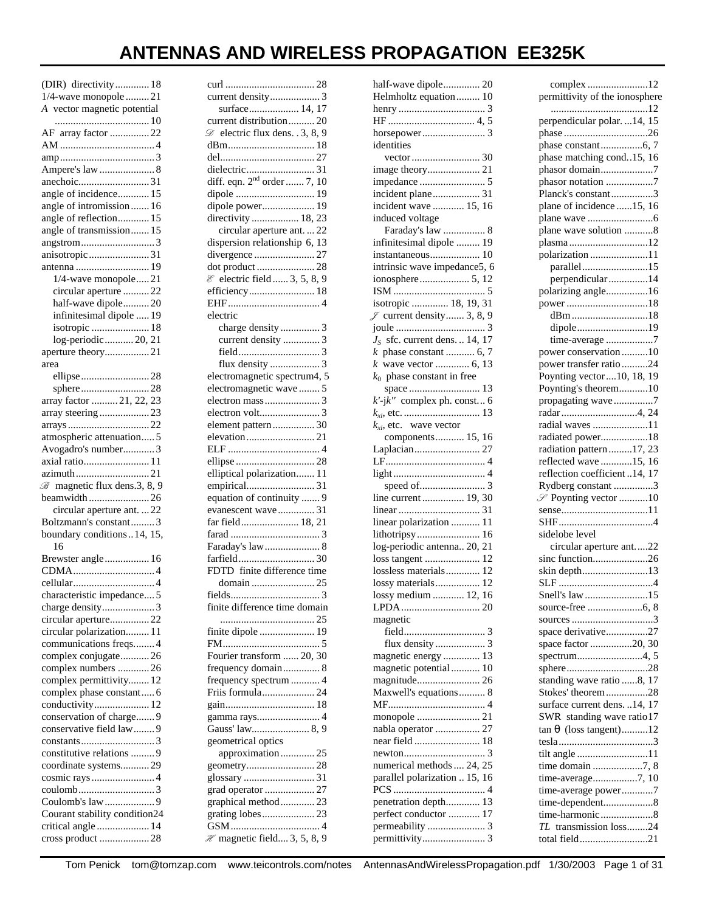# ANTENNAS AND WIRELESS PROPAGATION EE325K

(DIR) directivity ............ 18
1/4-wave monopole ......... 21
*A* vector magnetic potential .................................... 10
AF array factor ............... 22
AM ................................... 4
amp................................... 3
Ampere's law .................... 8
anechoic........................... 31
angle of incidence............ 15
angle of intromission....... 16
angle of reflection............ 15
angle of transmission....... 15
angstrom............................ 3
anisotropic ....................... 31
antenna ............................ 19
  1/4-wave monopole..... 21
  circular aperture .......... 22
  half-wave dipole.......... 20
  infinitesimal dipole ..... 19
  isotropic ...................... 18
  log-periodic ........... 20, 21
aperture theory................. 21
area
  ellipse .......................... 28
  sphere .......................... 28
array factor .......... 21, 22, 23
array steering ................... 23
arrays ............................... 22
atmospheric attenuation..... 5
Avogadro's number............ 3
axial ratio......................... 11
azimuth ............................ 21
$\mathscr{B}$ magnetic flux dens.3, 8, 9
beamwidth ....................... 26
  circular aperture ant. ... 22
Boltzmann's constant......... 3
boundary conditions .. 14, 15, 16
Brewster angle ................. 16
CDMA ............................... 4
cellular............................... 4
characteristic impedance.... 5
charge density.................... 3
circular aperture............... 22
circular polarization......... 11
communications freqs........ 4
complex conjugate........... 26
complex numbers ............ 26
complex permittivity........ 12
complex phase constant ..... 6
conductivity..................... 12
conservation of charge....... 9
conservative field law ........ 9
constants ............................ 3
constitutive relations ......... 9
coordinate systems........... 29
cosmic rays ........................ 4
coulomb ............................. 3
Coulomb's law ................... 9
Courant stability condition24
critical angle .................... 14
cross product ................... 28
curl .................................. 28
current density................... 3
  surface................... 14, 17
current distribution.......... 20
$\mathscr{D}$ electric flux dens. . 3, 8, 9
dBm................................. 18
del.................................... 27
dielectric.......................... 31
diff. eqn. 2nd order ....... 7, 10
dipole .............................. 19
dipole power.................... 19
directivity .................. 18, 23
  circular aperture ant. ... 22
dispersion relationship 6, 13
divergence ....................... 27
dot product ...................... 28
$\mathscr{E}$ electric field ...... 3, 5, 8, 9
efficiency......................... 18
EHF .................................. 4
electric
  charge density ............... 3
  current density .............. 3
  field............................... 3
  flux density ................... 3
electromagnetic spectrum4, 5
electromagnetic wave ........ 5
electron mass..................... 3
electron volt....................... 3
element pattern ................ 30
elevation .......................... 21
ELF ................................... 4
ellipse .............................. 28
elliptical polarization....... 11
empirical.......................... 31
equation of continuity ....... 9
evanescent wave .............. 31
far field ...................... 18, 21
farad .................................. 3
Faraday's law ..................... 8
farfield ............................. 30
FDTD finite difference time domain ........................ 25
fields.................................. 3
finite difference time domain .................................... 25
finite dipole ..................... 19
FM..................................... 5
Fourier transform ...... 20, 30
frequency domain ............. 8
frequency spectrum ........... 4
Friis formula.................... 24
gain.................................. 18
gamma rays........................ 4
Gauss' law...................... 8, 9
geometrical optics approximation ............. 25
geometry.......................... 28
glossary ........................... 31
grad operator ................... 27
graphical method ............. 23
grating lobes .................... 23
GSM .................................. 4
$\mathscr{H}$ magnetic field.... 3, 5, 8, 9
half-wave dipole.............. 20
Helmholtz equation ......... 10
henry .................................. 3
HF ................................. 4, 5
horsepower ........................ 3
identities
  vector .......................... 30
image theory.................... 21
impedance ......................... 5
incident plane .................. 31
incident wave ............ 15, 16
induced voltage
  Faraday's law ................ 8
infinitesimal dipole ......... 19
instantaneous................... 10
intrinsic wave impedance5, 6
ionosphere ................... 5, 12
ISM ................................... 5
isotropic .............. 18, 19, 31
$\mathscr{J}$ current density....... 3, 8, 9
joule .................................. 3
$J_S$ sfc. current dens. .. 14, 17
*k* phase constant ........... 6, 7
*k* wave vector ............. 6, 13
$k_0$ phase constant in free space ........................... 13
$k'$-j$k''$ complex ph. const... 6
$k_{xi}$, etc. ............................ 13
$k_{xi}$, etc. wave vector components........... 15, 16
Laplacian......................... 27
LF...................................... 4
light ................................... 4
  speed of......................... 3
line current ................ 19, 30
linear ............................... 31
linear polarization ........... 11
lithotripsy ........................ 16
log-periodic antenna.. 20, 21
loss tangent ..................... 12
lossless materials............. 12
lossy materials................. 12
lossy medium ............ 12, 16
LPDA .............................. 20
magnetic
  field............................... 3
  flux density ................... 3
magnetic energy .............. 13
magnetic potential ........... 10
magnitude........................ 26
Maxwell's equations.......... 8
MF..................................... 4
monopole ........................ 21
nabla operator ................. 27
near field ......................... 18
newton................................ 3
numerical methods .... 24, 25
parallel polarization .. 15, 16
PCS ................................... 4
penetration depth............. 13
perfect conductor ............ 17
permeability ...................... 3
permittivity........................ 3
  complex ....................... 12
permittivity of the ionosphere ..................................... 12
perpendicular polar. ... 14, 15
phase ................................ 26
phase constant ................ 6, 7
phase matching cond.. 15, 16
phasor domain.................... 7
phasor notation .................. 7
Planck's constant ................ 3
plane of incidence ...... 15, 16
plane wave ......................... 6
plane wave solution ........... 8
plasma .............................. 12
polarization ...................... 11
  parallel ......................... 15
  perpendicular ............... 14
polarizing angle................ 16
power ............................... 18
  dBm ............................. 18
  dipole ........................... 19
  time-average .................. 7
power conservation .......... 10
power transfer ratio .......... 24
Poynting vector.... 10, 18, 19
Poynting's theorem........... 10
propagating wave ............... 7
radar ............................. 4, 24
radial waves ..................... 11
radiated power.................. 18
radiation pattern ......... 17, 23
reflected wave ............ 15, 16
reflection coefficient .. 14, 17
Rydberg constant ............... 3
$\mathscr{S}$ Poynting vector ........... 10
sense................................. 11
SHF .................................... 4
sidelobe level
  circular aperture ant. .... 22
sinc function..................... 26
skin depth......................... 13
SLF .................................... 4
Snell's law ........................ 15
source-free ..................... 6, 8
sources ............................... 3
space derivative................ 27
space factor ................ 20, 30
spectrum......................... 4, 5
sphere ............................... 28
standing wave ratio ...... 8, 17
Stokes' theorem ................ 28
surface current dens. .. 14, 17
SWR standing wave ratio17
tan θ (loss tangent).......... 12
tesla .................................... 3
tilt angle ........................... 11
time domain ................... 7, 8
time-average................. 7, 10
time-average power ............ 7
time-dependent................... 8
time-harmonic .................... 8
*TL* transmission loss........ 24
total field .......................... 21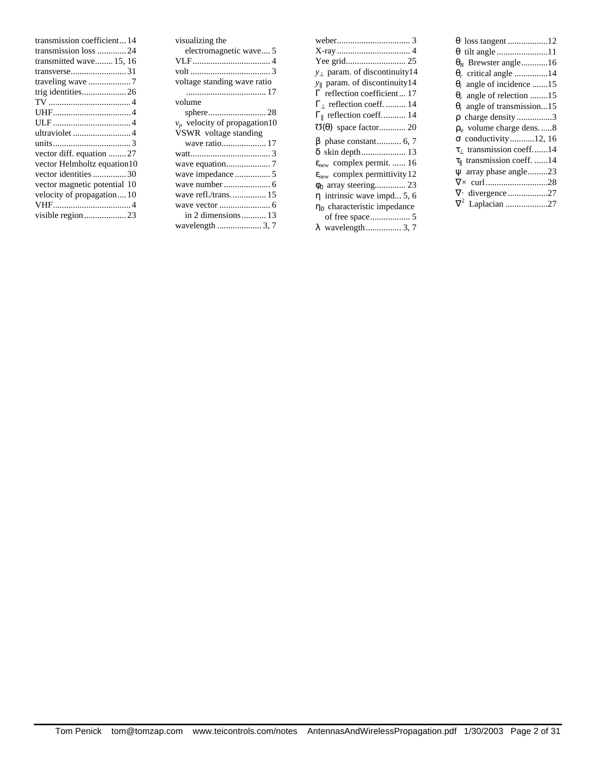transmission coefficient...14
transmission loss .............24
transmitted wave........15, 16
transverse.........................31
traveling wave ...................7
trig identities....................26
TV .....................................4
UHF...................................4
ULF ...................................4
ultraviolet ..........................4
units...................................3
vector diff. equation ........27
vector Helmholtz equation10
vector identities ...............30
vector magnetic potential 10
velocity of propagation....10
VHF...................................4
visible region...................23

visualizing the
  electromagnetic wave....5
VLF...................................4
volt ....................................3
voltage standing wave ratio
  ....................................17
volume
  sphere..........................28
$v_p$ velocity of propagation10
VSWR voltage standing
  wave ratio....................17
watt....................................3
wave equation....................7
wave impedance ................5
wave number .....................6
wave refl./trans. ...............15
wave vector .......................6
  in 2 dimensions...........13
wavelength ....................3, 7

weber.................................3
X-ray .................................4
Yee grid...........................25
$y_\perp$ param. of discontinuity14
$y_\parallel$ param. of discontinuity14
$\Gamma$ reflection coefficient...17
$\Gamma_\perp$ reflection coeff. .........14
$\Gamma_\parallel$ reflection coeff...........14
$\varpi(\theta)$ space factor............20
$\beta$ phase constant...........6, 7
$\delta$ skin depth....................13
$\varepsilon_{new}$ complex permit. ......16
$\varepsilon_{new}$ complex permittivity12
$\phi_0$ array steering.............23
$\eta$ intrinsic wave impd...5, 6
$\eta_0$ characteristic impedance
  of free space..................5
$\lambda$ wavelength................3, 7

$\theta$ loss tangent ..................12
$\theta$ tilt angle .......................11
$\theta_B$ Brewster angle............16
$\theta_c$ critical angle ...............14
$\theta_i$ angle of incidence .......15
$\theta_r$ angle of relection ........15
$\theta_t$ angle of transmission...15
$\rho$ charge density ................3
$\rho_v$ volume charge dens.......8
$\sigma$ conductivity...........12, 16
$\tau_\perp$ transmission coeff.......14
$\tau_\parallel$ transmission coeff. ......14
$\psi$ array phase angle.........23
$\nabla\times$ curl............................28
$\nabla\cdot$ divergence..................27
$\nabla^2$ Laplacian ...................27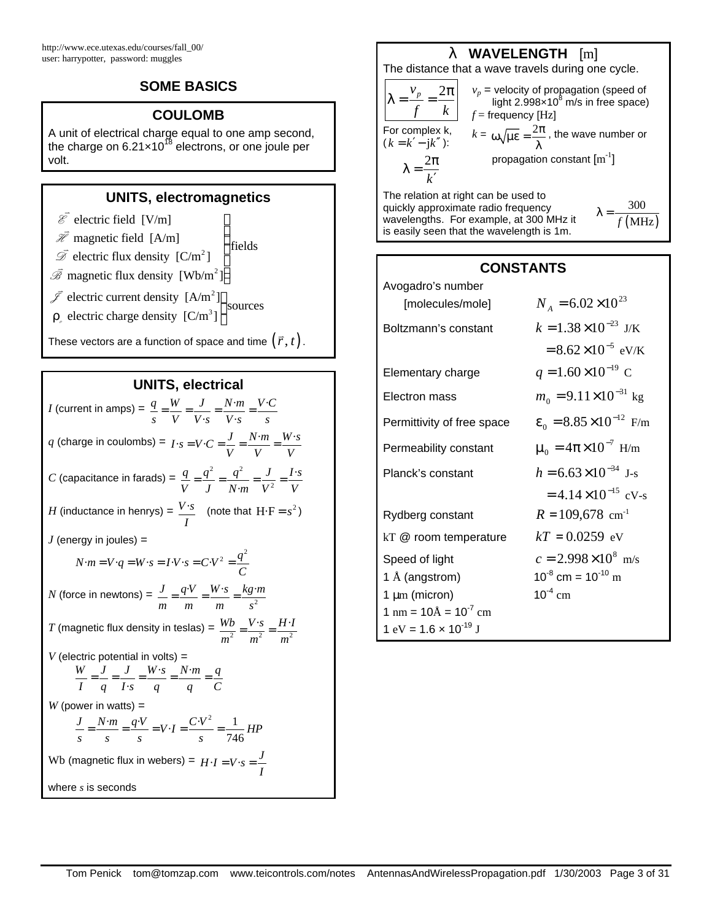http://www.ece.utexas.edu/courses/fall_00/
user: harrypotter, password: muggles

## SOME BASICS

### COULOMB

A unit of electrical charge equal to one amp second, the charge on $6.21\times10^{18}$ electrons, or one joule per volt.

### UNITS, electromagnetics

$\vec{\mathscr{E}}$ electric field [V/m]
$\vec{\mathscr{H}}$ magnetic field [A/m]
$\vec{\mathscr{D}}$ electric flux density [C/m$^2$]
$\vec{\mathscr{B}}$ magnetic flux density [Wb/m$^2$]
} fields

$\vec{\mathscr{J}}$ electric current density [A/m$^2$]
$\rho_v$ electric charge density [C/m$^3$]
} sources

These vectors are a function of space and time $(\vec{r}, t)$.

### UNITS, electrical

$I$ (current in amps) = $\frac{q}{s} = \frac{W}{V} = \frac{J}{V\cdot s} = \frac{N\cdot m}{V\cdot s} = \frac{V\cdot C}{s}$

$q$ (charge in coulombs) = $I\cdot s = V\cdot C = \frac{J}{V} = \frac{N\cdot m}{V} = \frac{W\cdot s}{V}$

$C$ (capacitance in farads) = $\frac{q}{V} = \frac{q^2}{J} = \frac{q^2}{N\cdot m} = \frac{J}{V^2} = \frac{I\cdot s}{V}$

$H$ (inductance in henrys) = $\frac{V\cdot s}{I}$ (note that $\mathrm{H}\cdot\mathrm{F} = s^2$)

$J$ (energy in joules) =

$$N\cdot m = V\cdot q = W\cdot s = I\cdot V\cdot s = C\cdot V^2 = \frac{q^2}{C}$$

$N$ (force in newtons) = $\frac{J}{m} = \frac{q\cdot V}{m} = \frac{W\cdot s}{m} = \frac{kg\cdot m}{s^2}$

$T$ (magnetic flux density in teslas) = $\frac{Wb}{m^2} = \frac{V\cdot s}{m^2} = \frac{H\cdot I}{m^2}$

$V$ (electric potential in volts) =

$$\frac{W}{I} = \frac{J}{q} = \frac{J}{I\cdot s} = \frac{W\cdot s}{q} = \frac{N\cdot m}{q} = \frac{q}{C}$$

$W$ (power in watts) =

$$\frac{J}{s} = \frac{N\cdot m}{s} = \frac{q\cdot V}{s} = V\cdot I = \frac{C\cdot V^2}{s} = \frac{1}{746}HP$$

Wb (magnetic flux in webers) = $H\cdot I = V\cdot s = \frac{J}{I}$

where $s$ is seconds

### λ WAVELENGTH [m]

The distance that a wave travels during one cycle.

$$\lambda = \frac{v_p}{f} = \frac{2\pi}{k}$$

$v_p$ = velocity of propagation (speed of light $2.998\times10^8$ m/s in free space)
$f$ = frequency [Hz]
$k = \omega\sqrt{\mu\varepsilon} = \frac{2\pi}{\lambda}$, the wave number or propagation constant [m$^{-1}$]

For complex k, ($k = k' - jk''$):

$$\lambda = \frac{2\pi}{k'}$$

The relation at right can be used to quickly approximate radio frequency wavelengths. For example, at 300 MHz it is easily seen that the wavelength is 1m.

$$\lambda = \frac{300}{f\,(\mathrm{MHz})}$$

### CONSTANTS

| | |
|---|---|
| Avogadro's number [molecules/mole] | $N_A = 6.02\times10^{23}$ |
| Boltzmann's constant | $k = 1.38\times10^{-23}$ J/K |
| | $= 8.62\times10^{-5}$ eV/K |
| Elementary charge | $q = 1.60\times10^{-19}$ C |
| Electron mass | $m_0 = 9.11\times10^{-31}$ kg |
| Permittivity of free space | $\varepsilon_0 = 8.85\times10^{-12}$ F/m |
| Permeability constant | $\mu_0 = 4\pi\times10^{-7}$ H/m |
| Planck's constant | $h = 6.63\times10^{-34}$ J-s |
| | $= 4.14\times10^{-15}$ cV-s |
| Rydberg constant | $R = 109{,}678$ cm$^{-1}$ |
| kT @ room temperature | $kT = 0.0259$ eV |
| Speed of light | $c = 2.998\times10^{8}$ m/s |
| 1 Å (angstrom) | $10^{-8}$ cm = $10^{-10}$ m |
| 1 μm (micron) | $10^{-4}$ cm |
| 1 nm = 10Å = $10^{-7}$ cm | |
| 1 eV = $1.6\times10^{-19}$ J | |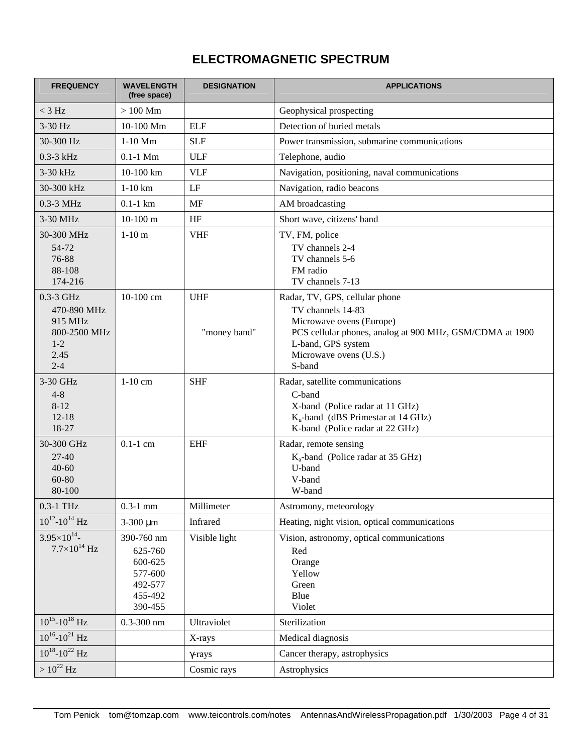# ELECTROMAGNETIC SPECTRUM

| FREQUENCY | WAVELENGTH (free space) | DESIGNATION | APPLICATIONS |
|---|---|---|---|
| < 3 Hz | > 100 Mm | | Geophysical prospecting |
| 3-30 Hz | 10-100 Mm | ELF | Detection of buried metals |
| 30-300 Hz | 1-10 Mm | SLF | Power transmission, submarine communications |
| 0.3-3 kHz | 0.1-1 Mm | ULF | Telephone, audio |
| 3-30 kHz | 10-100 km | VLF | Navigation, positioning, naval communications |
| 30-300 kHz | 1-10 km | LF | Navigation, radio beacons |
| 0.3-3 MHz | 0.1-1 km | MF | AM broadcasting |
| 3-30 MHz | 10-100 m | HF | Short wave, citizens' band |
| 30-300 MHz<br>54-72<br>76-88<br>88-108<br>174-216 | 1-10 m | VHF | TV, FM, police<br>TV channels 2-4<br>TV channels 5-6<br>FM radio<br>TV channels 7-13 |
| 0.3-3 GHz<br>470-890 MHz<br>915 MHz<br>800-2500 MHz<br>1-2<br>2.45<br>2-4 | 10-100 cm | UHF<br><br><br>"money band" | Radar, TV, GPS, cellular phone<br>TV channels 14-83<br>Microwave ovens (Europe)<br>PCS cellular phones, analog at 900 MHz, GSM/CDMA at 1900<br>L-band, GPS system<br>Microwave ovens (U.S.)<br>S-band |
| 3-30 GHz<br>4-8<br>8-12<br>12-18<br>18-27 | 1-10 cm | SHF | Radar, satellite communications<br>C-band<br>X-band (Police radar at 11 GHz)<br>$K_u$-band (dBS Primestar at 14 GHz)<br>K-band (Police radar at 22 GHz) |
| 30-300 GHz<br>27-40<br>40-60<br>60-80<br>80-100 | 0.1-1 cm | EHF | Radar, remote sensing<br>$K_a$-band (Police radar at 35 GHz)<br>U-band<br>V-band<br>W-band |
| 0.3-1 THz | 0.3-1 mm | Millimeter | Astromony, meteorology |
| $10^{12}$-$10^{14}$ Hz | 3-300 μm | Infrared | Heating, night vision, optical communications |
| $3.95\times10^{14}$-<br>$7.7\times10^{14}$ Hz | 390-760 nm<br>625-760<br>600-625<br>577-600<br>492-577<br>455-492<br>390-455 | Visible light | Vision, astronomy, optical communications<br>Red<br>Orange<br>Yellow<br>Green<br>Blue<br>Violet |
| $10^{15}$-$10^{18}$ Hz | 0.3-300 nm | Ultraviolet | Sterilization |
| $10^{16}$-$10^{21}$ Hz | | X-rays | Medical diagnosis |
| $10^{18}$-$10^{22}$ Hz | | γ-rays | Cancer therapy, astrophysics |
| > $10^{22}$ Hz | | Cosmic rays | Astrophysics |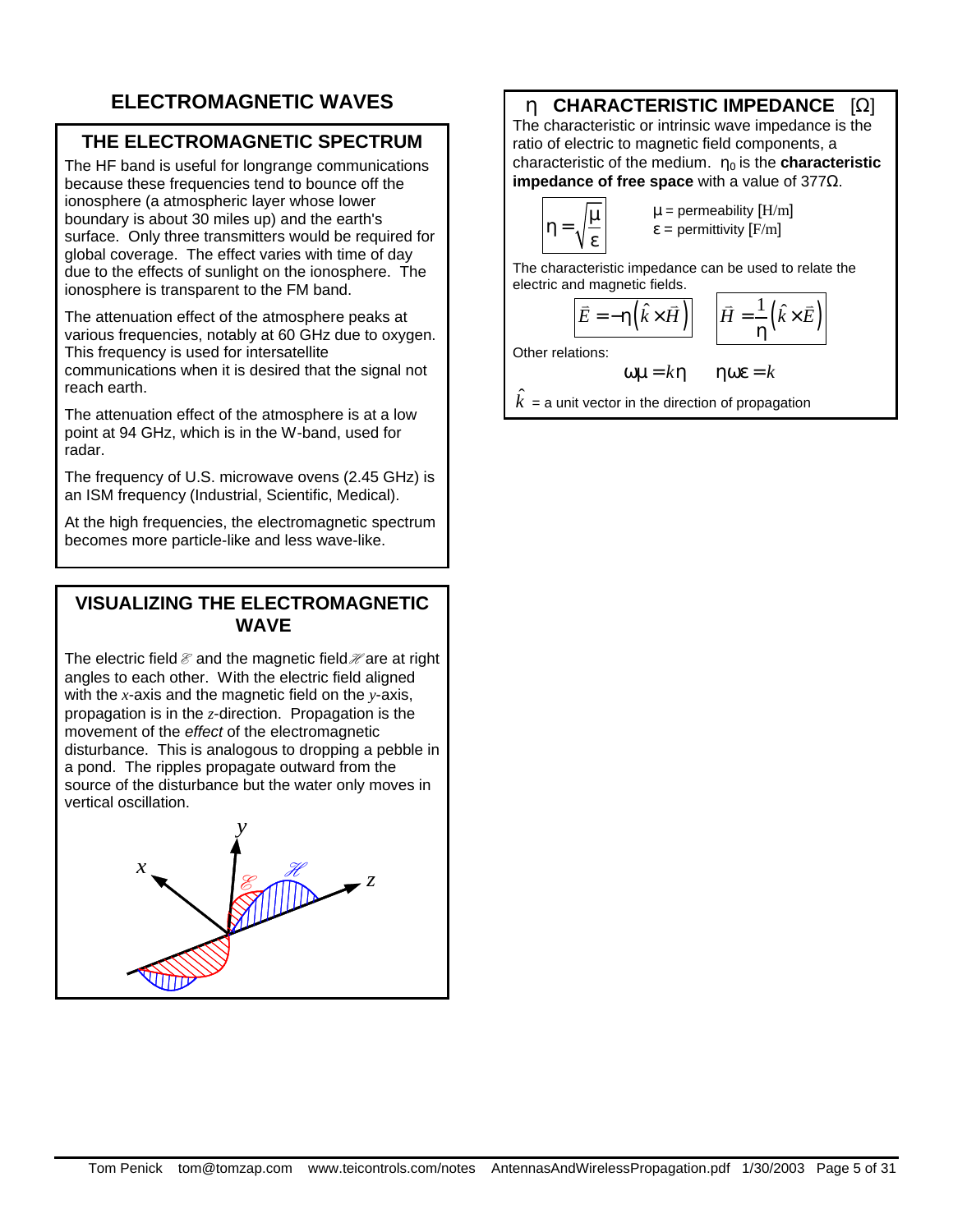# ELECTROMAGNETIC WAVES

## THE ELECTROMAGNETIC SPECTRUM

The HF band is useful for longrange communications because these frequencies tend to bounce off the ionosphere (a atmospheric layer whose lower boundary is about 30 miles up) and the earth's surface. Only three transmitters would be required for global coverage. The effect varies with time of day due to the effects of sunlight on the ionosphere. The ionosphere is transparent to the FM band.

The attenuation effect of the atmosphere peaks at various frequencies, notably at 60 GHz due to oxygen. This frequency is used for intersatellite communications when it is desired that the signal not reach earth.

The attenuation effect of the atmosphere is at a low point at 94 GHz, which is in the W-band, used for radar.

The frequency of U.S. microwave ovens (2.45 GHz) is an ISM frequency (Industrial, Scientific, Medical).

At the high frequencies, the electromagnetic spectrum becomes more particle-like and less wave-like.

## VISUALIZING THE ELECTROMAGNETIC WAVE

The electric field $\mathscr{E}$ and the magnetic field $\mathscr{H}$ are at right angles to each other. With the electric field aligned with the $x$-axis and the magnetic field on the $y$-axis, propagation is in the $z$-direction. Propagation is the movement of the *effect* of the electromagnetic disturbance. This is analogous to dropping a pebble in a pond. The ripples propagate outward from the source of the disturbance but the water only moves in vertical oscillation.

## η CHARACTERISTIC IMPEDANCE [Ω]

The characteristic or intrinsic wave impedance is the ratio of electric to magnetic field components, a characteristic of the medium. $\eta_0$ is the **characteristic impedance of free space** with a value of 377Ω.

$$\eta = \sqrt{\frac{\mu}{\varepsilon}}$$

$\mu$ = permeability [H/m]
$\varepsilon$ = permittivity [F/m]

The characteristic impedance can be used to relate the electric and magnetic fields.

$$\vec{E} = -\eta\left(\hat{k} \times \vec{H}\right) \qquad \vec{H} = \frac{1}{\eta}\left(\hat{k} \times \vec{E}\right)$$

Other relations:

$$\omega\mu = k\eta \qquad \eta\omega\varepsilon = k$$

$\hat{k}$ = a unit vector in the direction of propagation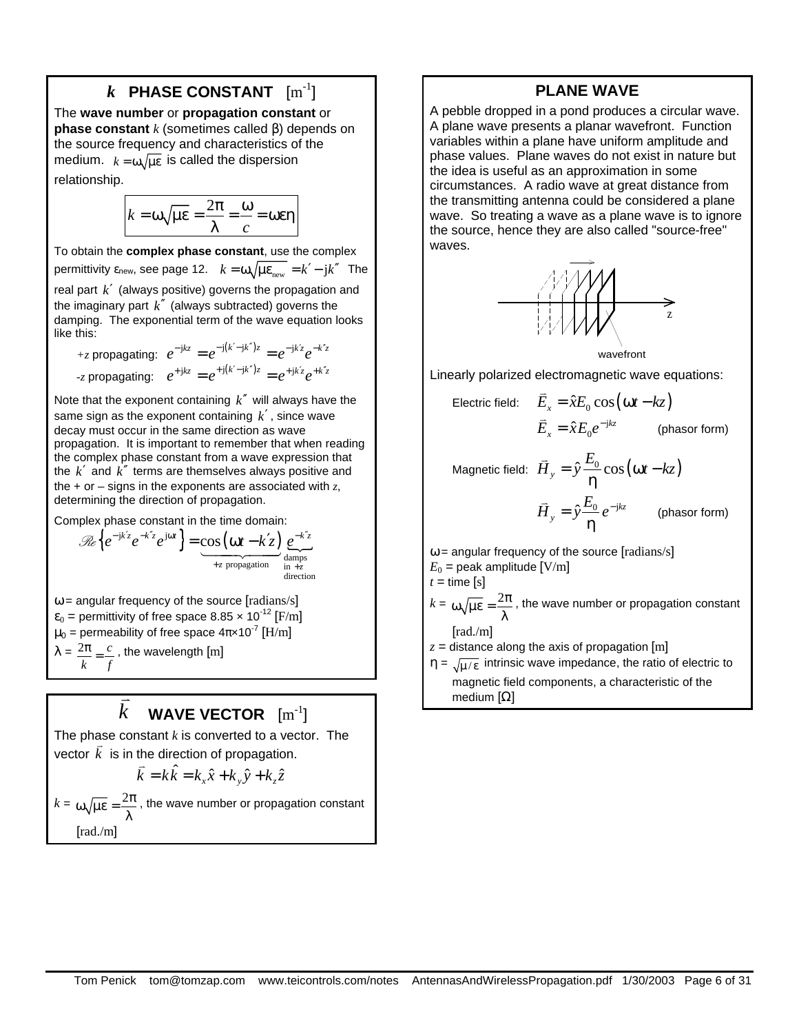## $k$ PHASE CONSTANT [m$^{-1}$]

The **wave number** or **propagation constant** or **phase constant** $k$ (sometimes called β) depends on the source frequency and characteristics of the medium. $k = \omega\sqrt{\mu\varepsilon}$ is called the dispersion relationship.

$$k = \omega\sqrt{\mu\varepsilon} = \frac{2\pi}{\lambda} = \frac{\omega}{c} = \omega\varepsilon\eta$$

To obtain the **complex phase constant**, use the complex permittivity $\varepsilon_{\text{new}}$, see page 12. $k = \omega\sqrt{\mu\varepsilon_{\text{new}}} = k' - \text{j}k''$ The real part $k'$ (always positive) governs the propagation and the imaginary part $k''$ (always subtracted) governs the damping. The exponential term of the wave equation looks like this:

$+z$ propagating: $e^{-\text{j}kz} = e^{-\text{j}(k'-\text{j}k'')z} = e^{-\text{j}k'z}e^{-k''z}$

$-z$ propagating: $e^{+\text{j}kz} = e^{+\text{j}(k'-\text{j}k'')z} = e^{+\text{j}k'z}e^{+k''z}$

Note that the exponent containing $k''$ will always have the same sign as the exponent containing $k'$, since wave decay must occur in the same direction as wave propagation. It is important to remember that when reading the complex phase constant from a wave expression that the $k'$ and $k''$ terms are themselves always positive and the + or – signs in the exponents are associated with $z$, determining the direction of propagation.

Complex phase constant in the time domain:

$$\mathcal{Re}\left\{e^{-\text{j}k'z}e^{-k''z}e^{\text{j}\omega t}\right\} = \underbrace{\cos\left(\omega t - k'z\right)}_{+z\text{ propagation}}\underbrace{e^{-k''z}}_{\text{damps in }+z\text{ direction}}$$

$\omega$ = angular frequency of the source [radians/s]
$\varepsilon_0$ = permittivity of free space 8.85 × 10$^{-12}$ [F/m]
$\mu_0$ = permeability of free space 4π×10$^{-7}$ [H/m]
$\lambda$ = $\frac{2\pi}{k} = \frac{c}{f}$, the wavelength [m]

## $\vec{k}$ WAVE VECTOR [m$^{-1}$]

The phase constant $k$ is converted to a vector. The vector $\vec{k}$ is in the direction of propagation.

$$\vec{k} = k\hat{k} = k_x\hat{x} + k_y\hat{y} + k_z\hat{z}$$

$k$ = $\omega\sqrt{\mu\varepsilon} = \frac{2\pi}{\lambda}$, the wave number or propagation constant [rad./m]

## PLANE WAVE

A pebble dropped in a pond produces a circular wave. A plane wave presents a planar wavefront. Function variables within a plane have uniform amplitude and phase values. Plane waves do not exist in nature but the idea is useful as an approximation in some circumstances. A radio wave at great distance from the transmitting antenna could be considered a plane wave. So treating a wave as a plane wave is to ignore the source, hence they are also called "source-free" waves.

wavefront

Linearly polarized electromagnetic wave equations:

Electric field: $\vec{E}_x = \hat{x}E_0\cos\left(\omega t - kz\right)$

$\vec{E}_x = \hat{x}E_0 e^{-\text{j}kz}$ (phasor form)

Magnetic field: $\vec{H}_y = \hat{y}\frac{E_0}{\eta}\cos\left(\omega t - kz\right)$

$\vec{H}_y = \hat{y}\frac{E_0}{\eta}e^{-\text{j}kz}$ (phasor form)

$\omega$ = angular frequency of the source [radians/s]
$E_0$ = peak amplitude [V/m]
$t$ = time [s]
$k$ = $\omega\sqrt{\mu\varepsilon} = \frac{2\pi}{\lambda}$, the wave number or propagation constant [rad./m]
$z$ = distance along the axis of propagation [m]
$\eta$ = $\sqrt{\mu/\varepsilon}$ intrinsic wave impedance, the ratio of electric to magnetic field components, a characteristic of the medium [Ω]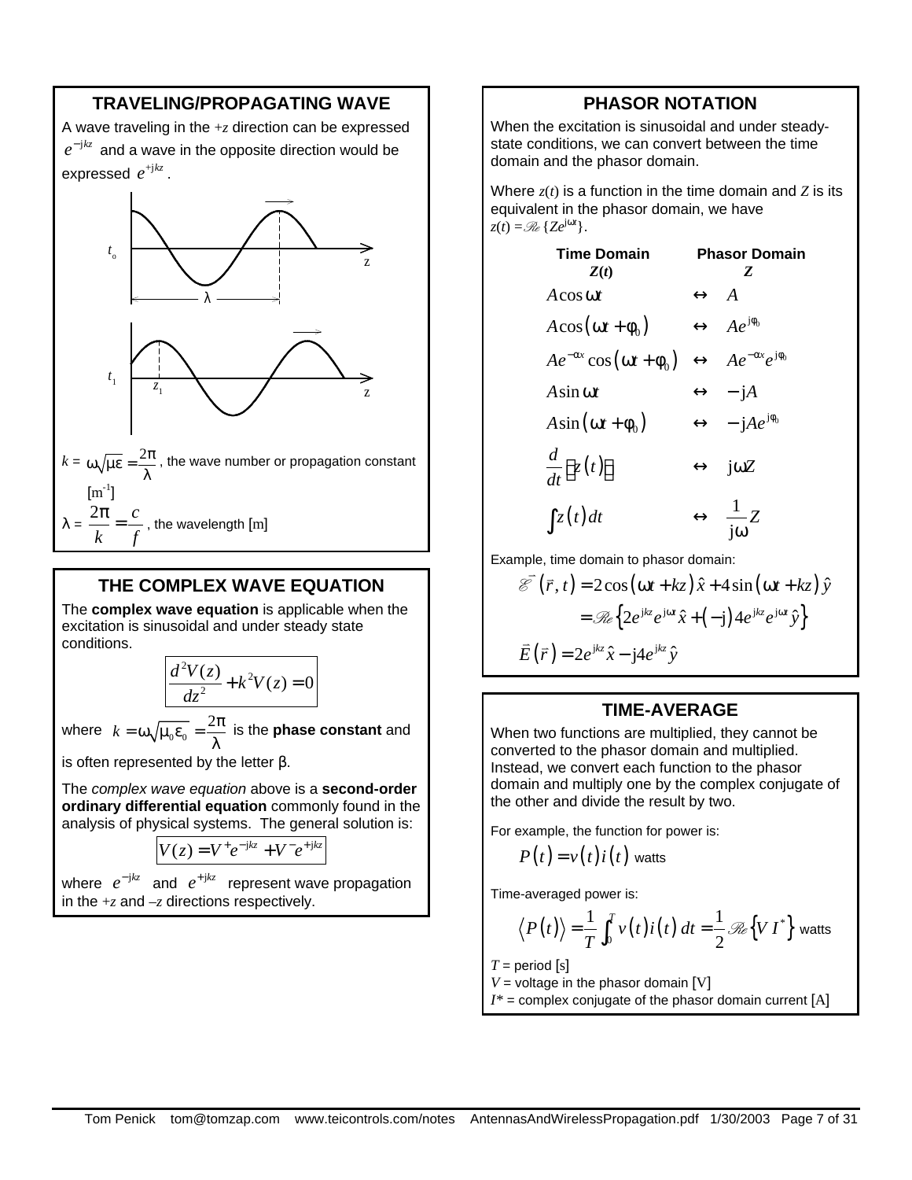## TRAVELING/PROPAGATING WAVE

A wave traveling in the $+z$ direction can be expressed $e^{-jkz}$ and a wave in the opposite direction would be expressed $e^{+jkz}$.

$k = \omega\sqrt{\mu\varepsilon} = \dfrac{2\pi}{\lambda}$, the wave number or propagation constant $[\text{m}^{-1}]$

$\lambda = \dfrac{2\pi}{k} = \dfrac{c}{f}$, the wavelength [m]

## THE COMPLEX WAVE EQUATION

The **complex wave equation** is applicable when the excitation is sinusoidal and under steady state conditions.

$$\frac{d^2V(z)}{dz^2} + k^2V(z) = 0$$

where $k = \omega\sqrt{\mu_0\varepsilon_0} = \dfrac{2\pi}{\lambda}$ is the **phase constant** and is often represented by the letter β.

The *complex wave equation* above is a **second-order ordinary differential equation** commonly found in the analysis of physical systems. The general solution is:

$$V(z) = V^+e^{-jkz} + V^-e^{+jkz}$$

where $e^{-jkz}$ and $e^{+jkz}$ represent wave propagation in the $+z$ and $-z$ directions respectively.

## PHASOR NOTATION

When the excitation is sinusoidal and under steady-state conditions, we can convert between the time domain and the phasor domain.

Where $z(t)$ is a function in the time domain and $Z$ is its equivalent in the phasor domain, we have $z(t) = \mathscr{Re}\{Ze^{j\omega t}\}$.

| Time Domain $Z(t)$ | | Phasor Domain $Z$ |
|---|---|---|
| $A\cos\omega t$ | ↔ | $A$ |
| $A\cos(\omega t + \phi_0)$ | ↔ | $Ae^{j\phi_0}$ |
| $Ae^{-\alpha x}\cos(\omega t + \phi_0)$ | ↔ | $Ae^{-\alpha x}e^{j\phi_0}$ |
| $A\sin\omega t$ | ↔ | $-jA$ |
| $A\sin(\omega t + \phi_0)$ | ↔ | $-jAe^{j\phi_0}$ |
| $\dfrac{d}{dt}[z(t)]$ | ↔ | $j\omega Z$ |
| $\int z(t)\,dt$ | ↔ | $\dfrac{1}{j\omega}Z$ |

Example, time domain to phasor domain:

$$\vec{\mathscr{E}}(\vec{r},t) = 2\cos(\omega t + kz)\hat{x} + 4\sin(\omega t + kz)\hat{y}$$
$$= \mathscr{Re}\left\{2e^{jkz}e^{j\omega t}\hat{x} + (-j)4e^{jkz}e^{j\omega t}\hat{y}\right\}$$
$$\vec{E}(\vec{r}) = 2e^{jkz}\hat{x} - j4e^{jkz}\hat{y}$$

## TIME-AVERAGE

When two functions are multiplied, they cannot be converted to the phasor domain and multiplied. Instead, we convert each function to the phasor domain and multiply one by the complex conjugate of the other and divide the result by two.

For example, the function for power is:

$$P(t) = v(t)\,i(t) \text{ watts}$$

Time-averaged power is:

$$\langle P(t)\rangle = \frac{1}{T}\int_0^T v(t)\,i(t)\,dt = \frac{1}{2}\mathscr{Re}\{V I^*\} \text{ watts}$$

$T$ = period [s]
$V$ = voltage in the phasor domain [V]
$I^*$ = complex conjugate of the phasor domain current [A]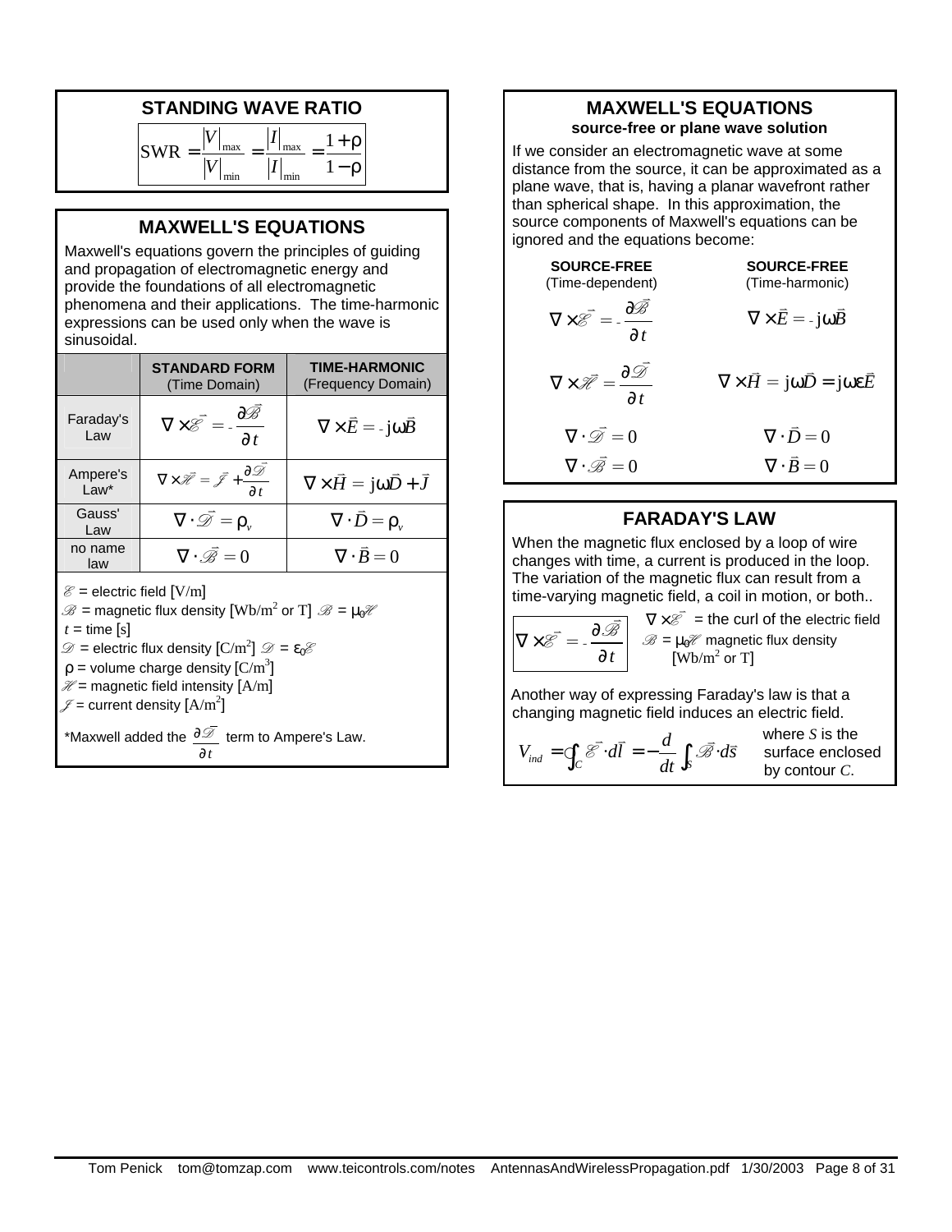## STANDING WAVE RATIO

$$\text{SWR} = \frac{|V|_{\max}}{|V|_{\min}} = \frac{|I|_{\max}}{|I|_{\min}} = \frac{1+\rho}{1-\rho}$$

## MAXWELL'S EQUATIONS

Maxwell's equations govern the principles of guiding and propagation of electromagnetic energy and provide the foundations of all electromagnetic phenomena and their applications. The time-harmonic expressions can be used only when the wave is sinusoidal.

| | **STANDARD FORM** (Time Domain) | **TIME-HARMONIC** (Frequency Domain) |
|---|---|---|
| Faraday's Law | $\nabla \times \vec{\mathscr{E}} = -\frac{\partial \vec{\mathscr{B}}}{\partial t}$ | $\nabla \times \vec{E} = -j\omega \vec{B}$ |
| Ampere's Law* | $\nabla \times \vec{\mathscr{H}} = \vec{\mathscr{J}} + \frac{\partial \vec{\mathscr{D}}}{\partial t}$ | $\nabla \times \vec{H} = j\omega \vec{D} + \vec{J}$ |
| Gauss' Law | $\nabla \cdot \vec{\mathscr{D}} = \rho_v$ | $\nabla \cdot \vec{D} = \rho_v$ |
| no name law | $\nabla \cdot \vec{\mathscr{B}} = 0$ | $\nabla \cdot \vec{B} = 0$ |

$\mathscr{E}$ = electric field [V/m]
$\mathscr{B}$ = magnetic flux density [Wb/m$^2$ or T] $\mathscr{B} = \mu_0 \mathscr{H}$
$t$ = time [s]
$\mathscr{D}$ = electric flux density [C/m$^2$] $\mathscr{D} = \varepsilon_0 \mathscr{E}$
$\rho$ = volume charge density [C/m$^3$]
$\mathscr{H}$ = magnetic field intensity [A/m]
$\mathscr{J}$ = current density [A/m$^2$]

*Maxwell added the $\frac{\partial \vec{\mathscr{D}}}{\partial t}$ term to Ampere's Law.

## MAXWELL'S EQUATIONS

**source-free or plane wave solution**

If we consider an electromagnetic wave at some distance from the source, it can be approximated as a plane wave, that is, having a planar wavefront rather than spherical shape. In this approximation, the source components of Maxwell's equations can be ignored and the equations become:

| **SOURCE-FREE** (Time-dependent) | **SOURCE-FREE** (Time-harmonic) |
|---|---|
| $\nabla \times \vec{\mathscr{E}} = -\frac{\partial \vec{\mathscr{B}}}{\partial t}$ | $\nabla \times \vec{E} = -j\omega \vec{B}$ |
| $\nabla \times \vec{\mathscr{H}} = \frac{\partial \vec{\mathscr{D}}}{\partial t}$ | $\nabla \times \vec{H} = j\omega \vec{D} = j\omega\varepsilon \vec{E}$ |
| $\nabla \cdot \vec{\mathscr{D}} = 0$ | $\nabla \cdot \vec{D} = 0$ |
| $\nabla \cdot \vec{\mathscr{B}} = 0$ | $\nabla \cdot \vec{B} = 0$ |

## FARADAY'S LAW

When the magnetic flux enclosed by a loop of wire changes with time, a current is produced in the loop. The variation of the magnetic flux can result from a time-varying magnetic field, a coil in motion, or both..

$$\nabla \times \vec{\mathscr{E}} = -\frac{\partial \vec{\mathscr{B}}}{\partial t}$$

$\nabla \times \vec{\mathscr{E}}$ = the curl of the electric field
$\mathscr{B} = \mu_0 \mathscr{H}$ magnetic flux density [Wb/m$^2$ or T]

Another way of expressing Faraday's law is that a changing magnetic field induces an electric field.

$$V_{ind} = \oint_C \vec{\mathscr{E}} \cdot d\vec{l} = -\frac{d}{dt} \int_S \vec{\mathscr{B}} \cdot d\vec{s}$$

where $S$ is the surface enclosed by contour $C$.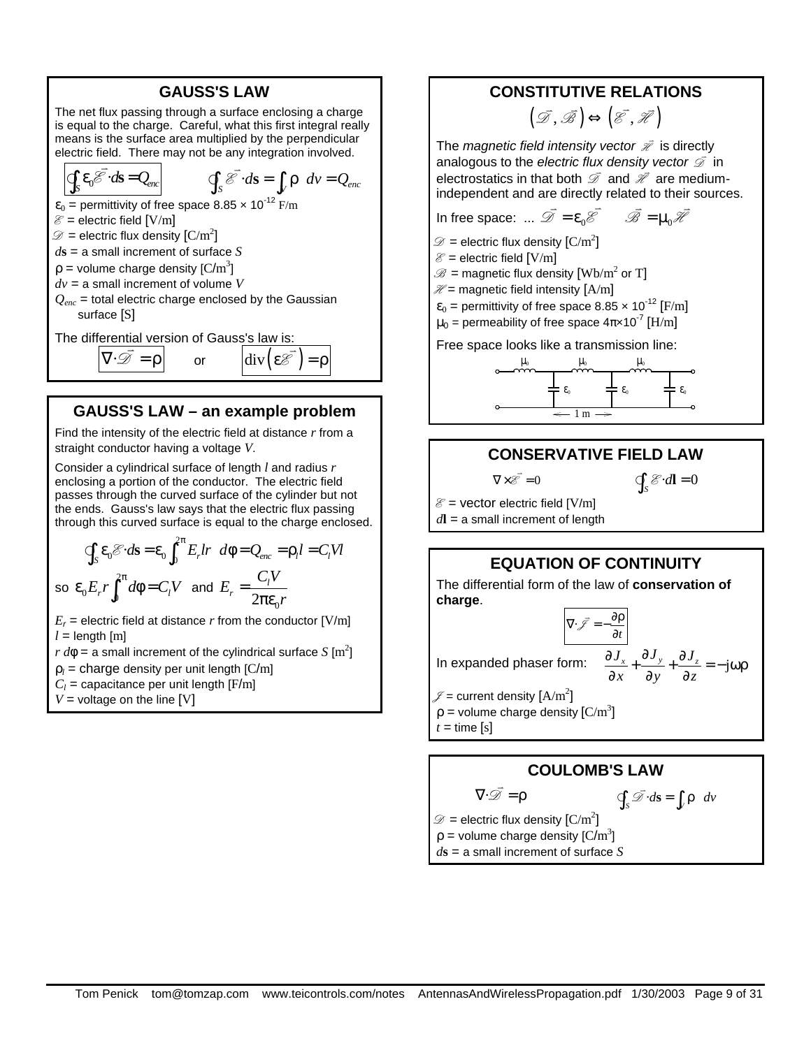## GAUSS'S LAW

The net flux passing through a surface enclosing a charge is equal to the charge. Careful, what this first integral really means is the surface area multiplied by the perpendicular electric field. There may not be any integration involved.

$$\boxed{\oint_S \varepsilon_0 \vec{\mathscr{E}} \cdot d\mathbf{s} = Q_{enc}} \qquad \oint_S \vec{\mathscr{E}} \cdot d\mathbf{s} = \int_V \rho \; dv = Q_{enc}$$

$\varepsilon_0$ = permittivity of free space 8.85 × $10^{-12}$ F/m
$\mathscr{E}$ = electric field [V/m]
$\mathscr{D}$ = electric flux density [C/m$^2$]
$d\mathbf{s}$ = a small increment of surface $S$
$\rho$ = volume charge density [C/m$^3$]
$dv$ = a small increment of volume $V$
$Q_{enc}$ = total electric charge enclosed by the Gaussian surface [S]

The differential version of Gauss's law is:

$$\boxed{\nabla \cdot \vec{\mathscr{D}} = \rho} \quad \text{or} \quad \boxed{\text{div}\left(\varepsilon \vec{\mathscr{E}}\right) = \rho}$$

## GAUSS'S LAW – an example problem

Find the intensity of the electric field at distance $r$ from a straight conductor having a voltage $V$.

Consider a cylindrical surface of length $l$ and radius $r$ enclosing a portion of the conductor. The electric field passes through the curved surface of the cylinder but not the ends. Gauss's law says that the electric flux passing through this curved surface is equal to the charge enclosed.

$$\oint_S \varepsilon_0 \mathscr{E} \cdot d\mathbf{s} = \varepsilon_0 \int_0^{2\pi} E_r l r \;\; d\phi = Q_{enc} = \rho_l l = C_l V l$$

so $\varepsilon_0 E_r r \int_0^{2\pi} d\phi = C_l V$ and $E_r = \dfrac{C_l V}{2\pi\varepsilon_0 r}$

$E_r$ = electric field at distance $r$ from the conductor [V/m]
$l$ = length [m]
$r\, d\phi$ = a small increment of the cylindrical surface $S$ [m$^2$]
$\rho_l$ = charge density per unit length [C/m]
$C_l$ = capacitance per unit length [F/m]
$V$ = voltage on the line [V]

## CONSTITUTIVE RELATIONS

$$\left(\vec{\mathscr{D}}, \vec{\mathscr{B}}\right) \Leftrightarrow \left(\vec{\mathscr{E}}, \vec{\mathscr{H}}\right)$$

The *magnetic field intensity vector* $\vec{\mathscr{H}}$ is directly analogous to the *electric flux density vector* $\vec{\mathscr{D}}$ in electrostatics in that both $\vec{\mathscr{D}}$ and $\vec{\mathscr{H}}$ are medium-independent and are directly related to their sources.

In free space: ... $\vec{\mathscr{D}} = \varepsilon_0 \vec{\mathscr{E}} \qquad \vec{\mathscr{B}} = \mu_0 \vec{\mathscr{H}}$

$\mathscr{D}$ = electric flux density [C/m$^2$]
$\mathscr{E}$ = electric field [V/m]
$\mathscr{B}$ = magnetic flux density [Wb/m$^2$ or T]
$\mathscr{H}$ = magnetic field intensity [A/m]
$\varepsilon_0$ = permittivity of free space 8.85 × $10^{-12}$ [F/m]
$\mu_0$ = permeability of free space $4\pi \times 10^{-7}$ [H/m]

Free space looks like a transmission line:

(Ladder network: series inductors $\mu_0$, shunt capacitors $\varepsilon_0$, section length 1 m)

## CONSERVATIVE FIELD LAW

$$\nabla \times \vec{\mathscr{E}} = 0 \qquad \oint_S \mathscr{E} \cdot d\mathbf{l} = 0$$

$\mathscr{E}$ = vector electric field [V/m]
$d\mathbf{l}$ = a small increment of length

## EQUATION OF CONTINUITY

The differential form of the law of **conservation of charge**.

$$\boxed{\nabla \cdot \vec{\mathscr{J}} = -\frac{\partial \rho}{\partial t}}$$

In expanded phaser form: $\dfrac{\partial J_x}{\partial x} + \dfrac{\partial J_y}{\partial y} + \dfrac{\partial J_z}{\partial z} = -j\omega\rho$

$\mathscr{J}$ = current density [A/m$^2$]
$\rho$ = volume charge density [C/m$^3$]
$t$ = time [s]

## COULOMB'S LAW

$$\nabla \cdot \vec{\mathscr{D}} = \rho \qquad \oint_S \vec{\mathscr{D}} \cdot d\mathbf{s} = \int_V \rho \;\; dv$$

$\mathscr{D}$ = electric flux density [C/m$^2$]
$\rho$ = volume charge density [C/m$^3$]
$d\mathbf{s}$ = a small increment of surface $S$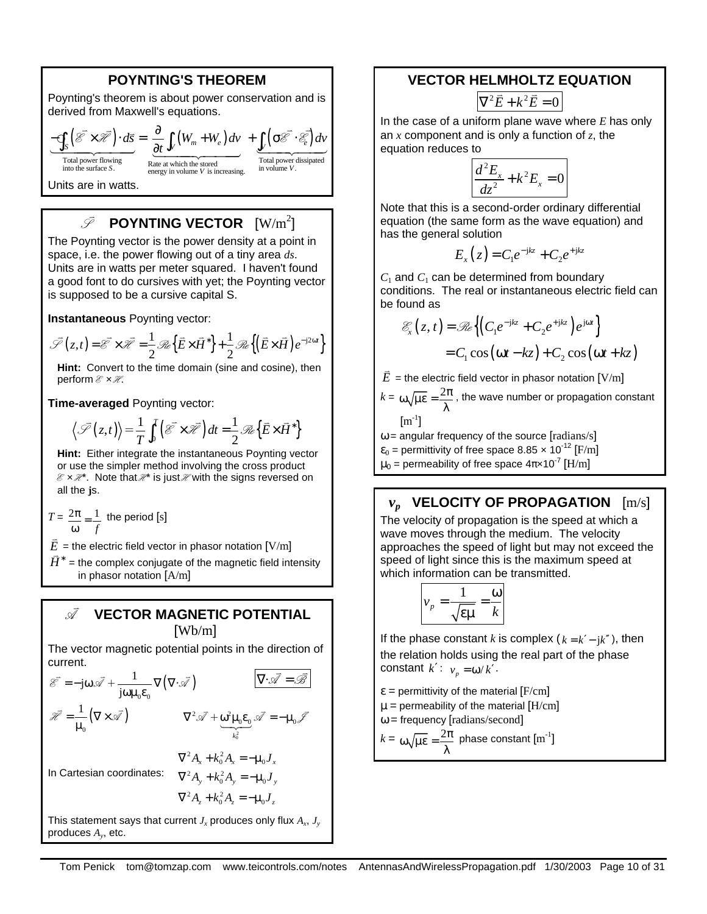## POYNTING'S THEOREM

Poynting's theorem is about power conservation and is derived from Maxwell's equations.

$$\underbrace{-\oint_S \left(\vec{\mathscr{E}} \times \vec{\mathscr{H}}\right) \cdot d\vec{s}}_{\text{Total power flowing into the surface } S.} = \underbrace{\frac{\partial}{\partial t}\int_V \left(W_m + W_e\right) dv}_{\text{Rate at which the stored energy in volume } V \text{ is increasing.}} + \underbrace{\int_V \left(\sigma \vec{\mathscr{E}} \cdot \vec{\mathscr{E}}\right) dv}_{\text{Total power dissipated in volume } V.}$$

Units are in watts.

## $\mathscr{S}$ POYNTING VECTOR [W/m²]

The Poynting vector is the power density at a point in space, i.e. the power flowing out of a tiny area *ds*. Units are in watts per meter squared. I haven't found a good font to do cursives with yet; the Poynting vector is supposed to be a cursive capital S.

**Instantaneous** Poynting vector:

$$\vec{\mathscr{S}}(z,t) = \vec{\mathscr{E}} \times \vec{\mathscr{H}} = \frac{1}{2}\mathscr{Re}\left\{\vec{E} \times \vec{H}^*\right\} + \frac{1}{2}\mathscr{Re}\left\{\left(\vec{E} \times \vec{H}\right) e^{-j2\omega t}\right\}$$

**Hint:** Convert to the time domain (sine and cosine), then perform $\mathscr{E} \times \mathscr{H}$.

**Time-averaged** Poynting vector:

$$\left\langle \vec{\mathscr{S}}(z,t) \right\rangle = \frac{1}{T}\int_0^T \left(\vec{\mathscr{E}} \times \vec{\mathscr{H}}\right) dt = \frac{1}{2}\mathscr{Re}\left\{\vec{E} \times \vec{H}^*\right\}$$

**Hint:** Either integrate the instantaneous Poynting vector or use the simpler method involving the cross product $\mathscr{E} \times \mathscr{H}^*$. Note that $\mathscr{H}^*$ is just $\mathscr{H}$ with the signs reversed on all the **j**s.

$T = \dfrac{2\pi}{\omega} = \dfrac{1}{f}$ the period [s]

$\vec{E}$ = the electric field vector in phasor notation [V/m]

$\vec{H}^*$ = the complex conjugate of the magnetic field intensity in phasor notation [A/m]

## $\mathscr{A}$ VECTOR MAGNETIC POTENTIAL [Wb/m]

The vector magnetic potential points in the direction of current.

$$\vec{\mathscr{E}} = -j\omega\vec{\mathscr{A}} + \frac{1}{j\omega\mu_0\varepsilon_0}\nabla\left(\nabla \cdot \vec{\mathscr{A}}\right) \qquad \boxed{\nabla \cdot \vec{\mathscr{A}} = \vec{\mathscr{B}}}$$

$$\vec{\mathscr{H}} = \frac{1}{\mu_0}\left(\nabla \times \vec{\mathscr{A}}\right) \qquad \nabla^2\vec{\mathscr{A}} + \underbrace{\omega^2\mu_0\varepsilon_0}_{k_0^2}\vec{\mathscr{A}} = -\mu_0\vec{\mathscr{J}}$$

In Cartesian coordinates:

$$\nabla^2 A_x + k_0^2 A_x = -\mu_0 J_x$$
$$\nabla^2 A_y + k_0^2 A_y = -\mu_0 J_y$$
$$\nabla^2 A_z + k_0^2 A_z = -\mu_0 J_z$$

This statement says that current $J_x$ produces only flux $A_x$, $J_y$ produces $A_y$, etc.

## VECTOR HELMHOLTZ EQUATION

$$\boxed{\nabla^2\vec{E} + k^2\vec{E} = 0}$$

In the case of a uniform plane wave where $E$ has only an $x$ component and is only a function of $z$, the equation reduces to

$$\boxed{\frac{d^2E_x}{dz^2} + k^2E_x = 0}$$

Note that this is a second-order ordinary differential equation (the same form as the wave equation) and has the general solution

$$E_x(z) = C_1e^{-jkz} + C_2e^{+jkz}$$

$C_1$ and $C_1$ can be determined from boundary conditions. The real or instantaneous electric field can be found as

$$\mathscr{E}_x(z,t) = \mathscr{Re}\left\{\left(C_1e^{-jkz} + C_2e^{+jkz}\right)e^{j\omega t}\right\}$$
$$= C_1\cos(\omega t - kz) + C_2\cos(\omega t + kz)$$

$\vec{E}$ = the electric field vector in phasor notation [V/m]

$k = \omega\sqrt{\mu\varepsilon} = \dfrac{2\pi}{\lambda}$, the wave number or propagation constant [m⁻¹]

$\omega$ = angular frequency of the source [radians/s]

$\varepsilon_0$ = permittivity of free space $8.85 \times 10^{-12}$ [F/m]

$\mu_0$ = permeability of free space $4\pi\times10^{-7}$ [H/m]

## $v_p$ VELOCITY OF PROPAGATION [m/s]

The velocity of propagation is the speed at which a wave moves through the medium. The velocity approaches the speed of light but may not exceed the speed of light since this is the maximum speed at which information can be transmitted.

$$\boxed{v_p = \frac{1}{\sqrt{\varepsilon\mu}} = \frac{\omega}{k}}$$

If the phase constant $k$ is complex ($k = k' - jk''$), then the relation holds using the real part of the phase constant $k'$: $v_p = \omega / k'$.

$\varepsilon$ = permittivity of the material [F/cm]

$\mu$ = permeability of the material [H/cm]

$\omega$ = frequency [radians/second]

$k = \omega\sqrt{\mu\varepsilon} = \dfrac{2\pi}{\lambda}$ phase constant [m⁻¹]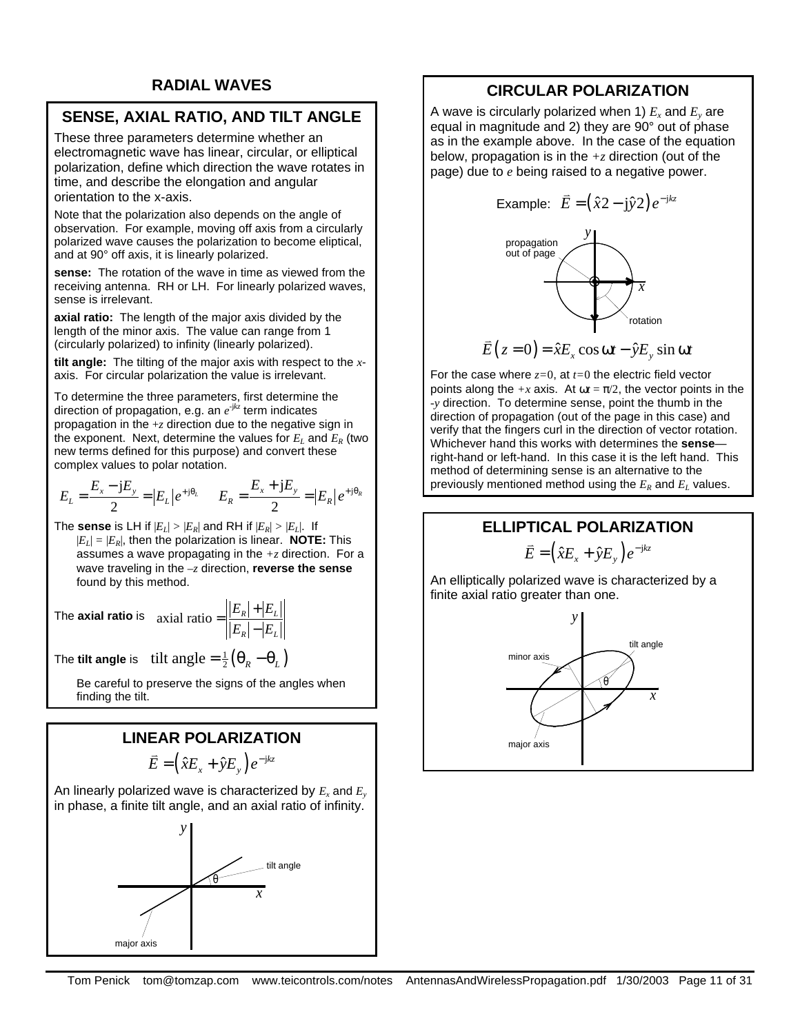## RADIAL WAVES

### SENSE, AXIAL RATIO, AND TILT ANGLE

These three parameters determine whether an electromagnetic wave has linear, circular, or elliptical polarization, define which direction the wave rotates in time, and describe the elongation and angular orientation to the x-axis.

Note that the polarization also depends on the angle of observation. For example, moving off axis from a circularly polarized wave causes the polarization to become elliptical, and at 90° off axis, it is linearly polarized.

**sense:** The rotation of the wave in time as viewed from the receiving antenna. RH or LH. For linearly polarized waves, sense is irrelevant.

**axial ratio:** The length of the major axis divided by the length of the minor axis. The value can range from 1 (circularly polarized) to infinity (linearly polarized).

**tilt angle:** The tilting of the major axis with respect to the $x$-axis. For circular polarization the value is irrelevant.

To determine the three parameters, first determine the direction of propagation, e.g. an $e^{-jkz}$ term indicates propagation in the $+z$ direction due to the negative sign in the exponent. Next, determine the values for $E_L$ and $E_R$ (two new terms defined for this purpose) and convert these complex values to polar notation.

$$E_L = \frac{E_x - jE_y}{2} = |E_L| e^{+j\theta_L} \qquad E_R = \frac{E_x + jE_y}{2} = |E_R| e^{+j\theta_R}$$

The **sense** is LH if $|E_L| > |E_R|$ and RH if $|E_R| > |E_L|$. If $|E_L| = |E_R|$, then the polarization is linear. **NOTE:** This assumes a wave propagating in the $+z$ direction. For a wave traveling in the $-z$ direction, **reverse the sense** found by this method.

The **axial ratio** is $\text{axial ratio} = \left| \frac{|E_R| + |E_L|}{|E_R| - |E_L|} \right|$

The **tilt angle** is $\text{tilt angle} = \tfrac{1}{2}(\theta_R - \theta_L)$

Be careful to preserve the signs of the angles when finding the tilt.

### LINEAR POLARIZATION

$$\vec{E} = (\hat{x}E_x + \hat{y}E_y)e^{-jkz}$$

An linearly polarized wave is characterized by $E_x$ and $E_y$ in phase, a finite tilt angle, and an axial ratio of infinity.

### CIRCULAR POLARIZATION

A wave is circularly polarized when 1) $E_x$ and $E_y$ are equal in magnitude and 2) they are 90° out of phase as in the example above. In the case of the equation below, propagation is in the $+z$ direction (out of the page) due to $e$ being raised to a negative power.

Example: $\vec{E} = (\hat{x}2 - j\hat{y}2)e^{-jkz}$

$$\vec{E}(z=0) = \hat{x}E_x \cos\omega t - \hat{y}E_y \sin\omega t$$

For the case where $z=0$, at $t=0$ the electric field vector points along the $+x$ axis. At $\omega t = \pi/2$, the vector points in the $-y$ direction. To determine sense, point the thumb in the direction of propagation (out of the page in this case) and verify that the fingers curl in the direction of vector rotation. Whichever hand this works with determines the **sense**—right-hand or left-hand. In this case it is the left hand. This method of determining sense is an alternative to the previously mentioned method using the $E_R$ and $E_L$ values.

### ELLIPTICAL POLARIZATION

$$\vec{E} = (\hat{x}E_x + \hat{y}E_y)e^{-jkz}$$

An elliptically polarized wave is characterized by a finite axial ratio greater than one.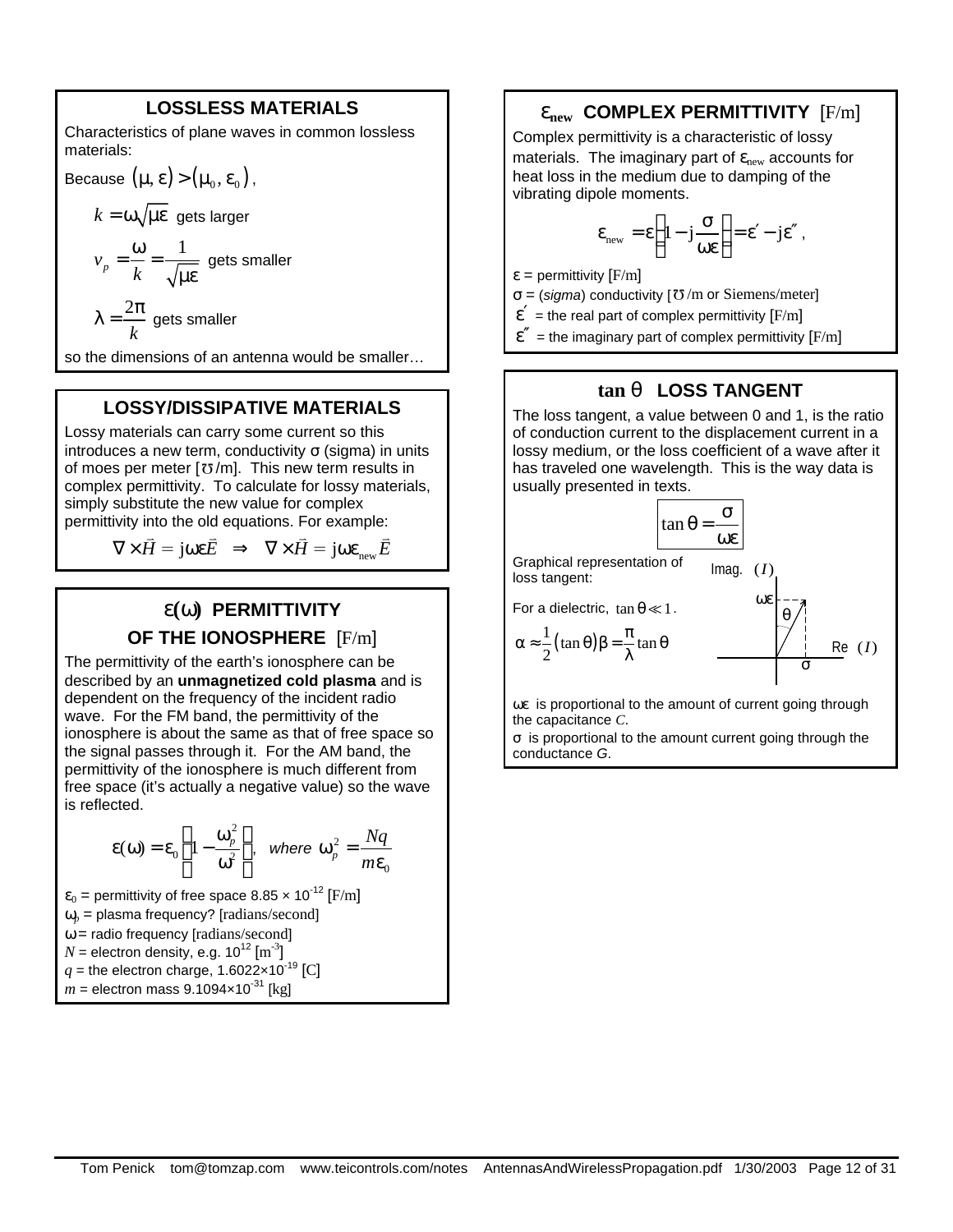## LOSSLESS MATERIALS

Characteristics of plane waves in common lossless materials:

Because $(\mu, \varepsilon) > (\mu_0, \varepsilon_0)$,

$k = \omega\sqrt{\mu\varepsilon}$ gets larger

$v_p = \frac{\omega}{k} = \frac{1}{\sqrt{\mu\varepsilon}}$ gets smaller

$\lambda = \frac{2\pi}{k}$ gets smaller

so the dimensions of an antenna would be smaller…

## LOSSY/DISSIPATIVE MATERIALS

Lossy materials can carry some current so this introduces a new term, conductivity σ (sigma) in units of moes per meter [℧/m]. This new term results in complex permittivity. To calculate for lossy materials, simply substitute the new value for complex permittivity into the old equations. For example:

$$\nabla \times \vec{H} = j\omega\varepsilon\vec{E} \quad \Rightarrow \quad \nabla \times \vec{H} = j\omega\varepsilon_{\text{new}}\vec{E}$$

## ε(ω) PERMITTIVITY OF THE IONOSPHERE [F/m]

The permittivity of the earth's ionosphere can be described by an **unmagnetized cold plasma** and is dependent on the frequency of the incident radio wave. For the FM band, the permittivity of the ionosphere is about the same as that of free space so the signal passes through it. For the AM band, the permittivity of the ionosphere is much different from free space (it's actually a negative value) so the wave is reflected.

$$\varepsilon(\omega) = \varepsilon_0 \left[1 - \frac{\omega_p^2}{\omega^2}\right], \quad \textit{where } \omega_p^2 = \frac{Nq}{m\varepsilon_0}$$

$\varepsilon_0$ = permittivity of free space 8.85 × 10$^{-12}$ [F/m]
$\omega_p$ = plasma frequency? [radians/second]
$\omega$ = radio frequency [radians/second]
$N$ = electron density, e.g. 10$^{12}$ [m$^{-3}$]
$q$ = the electron charge, 1.6022×10$^{-19}$ [C]
$m$ = electron mass 9.1094×10$^{-31}$ [kg]

## $\varepsilon_{\text{new}}$ COMPLEX PERMITTIVITY [F/m]

Complex permittivity is a characteristic of lossy materials. The imaginary part of $\varepsilon_{\text{new}}$ accounts for heat loss in the medium due to damping of the vibrating dipole moments.

$$\varepsilon_{\text{new}} = \varepsilon\left[1 - j\frac{\sigma}{\omega\varepsilon}\right] = \varepsilon' - j\varepsilon'',$$

ε = permittivity [F/m]
σ = (*sigma*) conductivity [℧/m or Siemens/meter]
$\varepsilon'$ = the real part of complex permittivity [F/m]
$\varepsilon''$ = the imaginary part of complex permittivity [F/m]

## tan θ LOSS TANGENT

The loss tangent, a value between 0 and 1, is the ratio of conduction current to the displacement current in a lossy medium, or the loss coefficient of a wave after it has traveled one wavelength. This is the way data is usually presented in texts.

$$\tan\theta = \frac{\sigma}{\omega\varepsilon}$$

Graphical representation of loss tangent:

For a dielectric, $\tan\theta \ll 1$.

$$\alpha \approx \frac{1}{2}(\tan\theta)\beta = \frac{\pi}{\lambda}\tan\theta$$

(Diagram: Imag. $(I)$ axis with $\omega\varepsilon$, Re $(I)$ axis with σ, angle θ)

$\omega\varepsilon$ is proportional to the amount of current going through the capacitance $C$.
σ is proportional to the amount current going through the conductance $G$.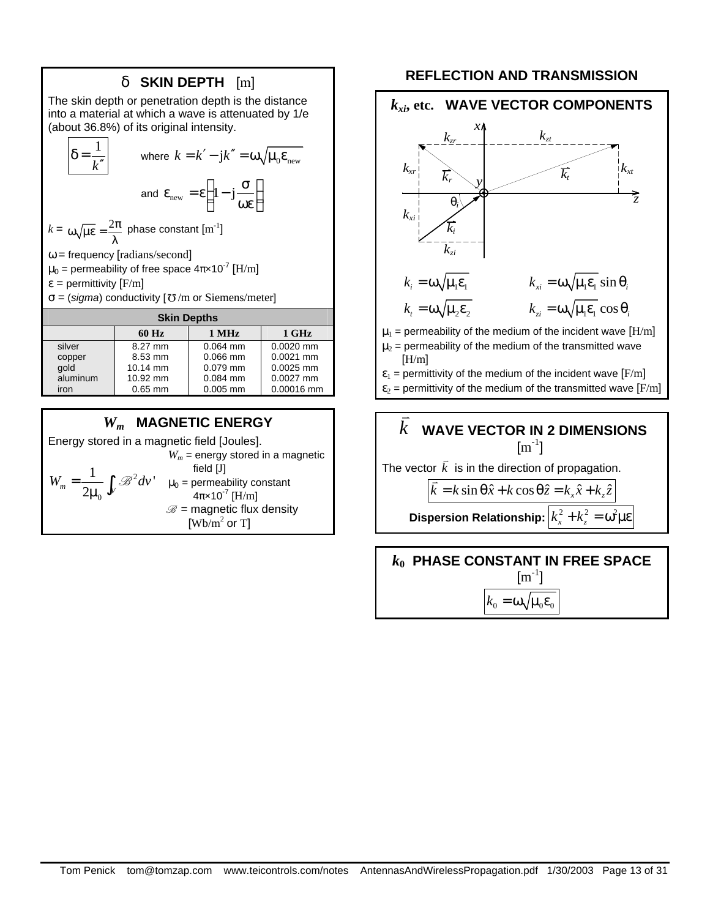## $\delta$ SKIN DEPTH [m]

The skin depth or penetration depth is the distance into a material at which a wave is attenuated by 1/e (about 36.8%) of its original intensity.

$$\boxed{\delta = \frac{1}{k''}} \qquad \text{where } k = k' - jk'' = \omega\sqrt{\mu_0 \varepsilon_{\text{new}}}$$

$$\text{and } \varepsilon_{\text{new}} = \varepsilon\left(1 - j\frac{\sigma}{\omega\varepsilon}\right)$$

$k = \omega\sqrt{\mu\varepsilon} = \dfrac{2\pi}{\lambda}$ phase constant [m$^{-1}$]

$\omega$ = frequency [radians/second]

$\mu_0$ = permeability of free space $4\pi\times10^{-7}$ [H/m]

$\varepsilon$ = permittivity [F/m]

$\sigma$ = (*sigma*) conductivity [℧/m or Siemens/meter]

| Skin Depths | 60 Hz | 1 MHz | 1 GHz |
|---|---|---|---|
| silver | 8.27 mm | 0.064 mm | 0.0020 mm |
| copper | 8.53 mm | 0.066 mm | 0.0021 mm |
| gold | 10.14 mm | 0.079 mm | 0.0025 mm |
| aluminum | 10.92 mm | 0.084 mm | 0.0027 mm |
| iron | 0.65 mm | 0.005 mm | 0.00016 mm |

## $W_m$ MAGNETIC ENERGY

Energy stored in a magnetic field [Joules].

$$W_m = \frac{1}{2\mu_0}\int_V \mathscr{B}^2 dv'$$

$W_m$ = energy stored in a magnetic field [J]

$\mu_0$ = permeability constant $4\pi\times10^{-7}$ [H/m]

$\mathscr{B}$ = magnetic flux density [Wb/m$^2$ or T]

# REFLECTION AND TRANSMISSION

## $k_{xi}$, etc. WAVE VECTOR COMPONENTS

$$k_i = \omega\sqrt{\mu_1\varepsilon_1} \qquad k_{xi} = \omega\sqrt{\mu_1\varepsilon_1}\sin\theta_i$$

$$k_t = \omega\sqrt{\mu_2\varepsilon_2} \qquad k_{zi} = \omega\sqrt{\mu_1\varepsilon_1}\cos\theta_i$$

$\mu_1$ = permeability of the medium of the incident wave [H/m]

$\mu_2$ = permeability of the medium of the transmitted wave [H/m]

$\varepsilon_1$ = permittivity of the medium of the incident wave [F/m]

$\varepsilon_2$ = permittivity of the medium of the transmitted wave [F/m]

## $\vec{k}$ WAVE VECTOR IN 2 DIMENSIONS [m$^{-1}$]

The vector $\vec{k}$ is in the direction of propagation.

$$\boxed{\vec{k} = k\sin\theta\hat{x} + k\cos\theta\hat{z} = k_x\hat{x} + k_z\hat{z}}$$

**Dispersion Relationship:** $\boxed{k_x^2 + k_z^2 = \omega^2\mu\varepsilon}$

## $k_0$ PHASE CONSTANT IN FREE SPACE [m$^{-1}$]

$$\boxed{k_0 = \omega\sqrt{\mu_0\varepsilon_0}}$$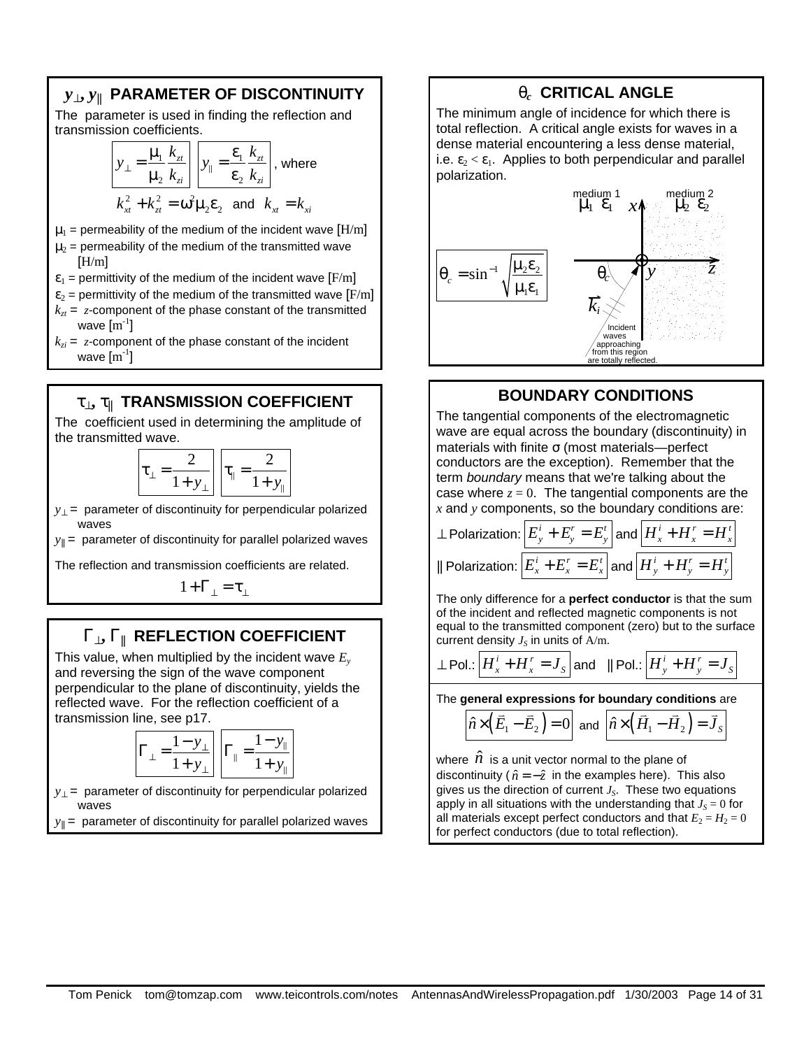## $y_\perp$, $y_\parallel$ PARAMETER OF DISCONTINUITY

The parameter is used in finding the reflection and transmission coefficients.

$$y_\perp = \frac{\mu_1}{\mu_2}\frac{k_{zt}}{k_{zi}} \qquad y_\parallel = \frac{\varepsilon_1}{\varepsilon_2}\frac{k_{zt}}{k_{zi}}, \text{ where}$$

$$k_{xt}^2 + k_{zt}^2 = \omega^2\mu_2\varepsilon_2 \quad \text{and} \quad k_{xt} = k_{xi}$$

$\mu_1$ = permeability of the medium of the incident wave [H/m]
$\mu_2$ = permeability of the medium of the transmitted wave [H/m]
$\varepsilon_1$ = permittivity of the medium of the incident wave [F/m]
$\varepsilon_2$ = permittivity of the medium of the transmitted wave [F/m]
$k_{zt}$ = $z$-component of the phase constant of the transmitted wave [m$^{-1}$]
$k_{zi}$ = $z$-component of the phase constant of the incident wave [m$^{-1}$]

## $\tau_\perp$, $\tau_\parallel$ TRANSMISSION COEFFICIENT

The coefficient used in determining the amplitude of the transmitted wave.

$$\tau_\perp = \frac{2}{1+y_\perp} \qquad \tau_\parallel = \frac{2}{1+y_\parallel}$$

$y_\perp$ = parameter of discontinuity for perpendicular polarized waves
$y_\parallel$ = parameter of discontinuity for parallel polarized waves

The reflection and transmission coefficients are related.

$$1 + \Gamma_\perp = \tau_\perp$$

## $\Gamma_\perp$, $\Gamma_\parallel$ REFLECTION COEFFICIENT

This value, when multiplied by the incident wave $E_y$ and reversing the sign of the wave component perpendicular to the plane of discontinuity, yields the reflected wave. For the reflection coefficient of a transmission line, see p17.

$$\Gamma_\perp = \frac{1-y_\perp}{1+y_\perp} \qquad \Gamma_\parallel = \frac{1-y_\parallel}{1+y_\parallel}$$

$y_\perp$ = parameter of discontinuity for perpendicular polarized waves
$y_\parallel$ = parameter of discontinuity for parallel polarized waves

## $\theta_c$ CRITICAL ANGLE

The minimum angle of incidence for which there is total reflection. A critical angle exists for waves in a dense material encountering a less dense material, i.e. $\varepsilon_2 < \varepsilon_1$. Applies to both perpendicular and parallel polarization.

$$\theta_c = \sin^{-1}\sqrt{\frac{\mu_2\varepsilon_2}{\mu_1\varepsilon_1}}$$

medium 1 $\mu_1$ $\varepsilon_1$ — medium 2 $\mu_2$ $\varepsilon_2$ — $x$, $y$, $z$, $\theta_c$, $\vec{k}_i$ — Incident waves approaching from this region are totally reflected.

## BOUNDARY CONDITIONS

The tangential components of the electromagnetic wave are equal across the boundary (discontinuity) in materials with finite σ (most materials—perfect conductors are the exception). Remember that the term *boundary* means that we're talking about the case where $z = 0$. The tangential components are the $x$ and $y$ components, so the boundary conditions are:

$\perp$ Polarization: $E_y^i + E_y^r = E_y^t$ and $H_x^i + H_x^r = H_x^t$

$\parallel$ Polarization: $E_x^i + E_x^r = E_x^t$ and $H_y^i + H_y^r = H_y^t$

The only difference for a **perfect conductor** is that the sum of the incident and reflected magnetic components is not equal to the transmitted component (zero) but to the surface current density $J_S$ in units of A/m.

$\perp$ Pol.: $H_x^i + H_x^r = J_S$ and $\parallel$ Pol.: $H_y^i + H_y^r = J_S$

The **general expressions for boundary conditions** are

$$\hat{n}\times\left(\vec{E}_1 - \vec{E}_2\right) = 0 \quad \text{and} \quad \hat{n}\times\left(\vec{H}_1 - \vec{H}_2\right) = \vec{J}_S$$

where $\hat{n}$ is a unit vector normal to the plane of discontinuity ($\hat{n} = -\hat{z}$ in the examples here). This also gives us the direction of current $J_S$. These two equations apply in all situations with the understanding that $J_S = 0$ for all materials except perfect conductors and that $E_2 = H_2 = 0$ for perfect conductors (due to total reflection).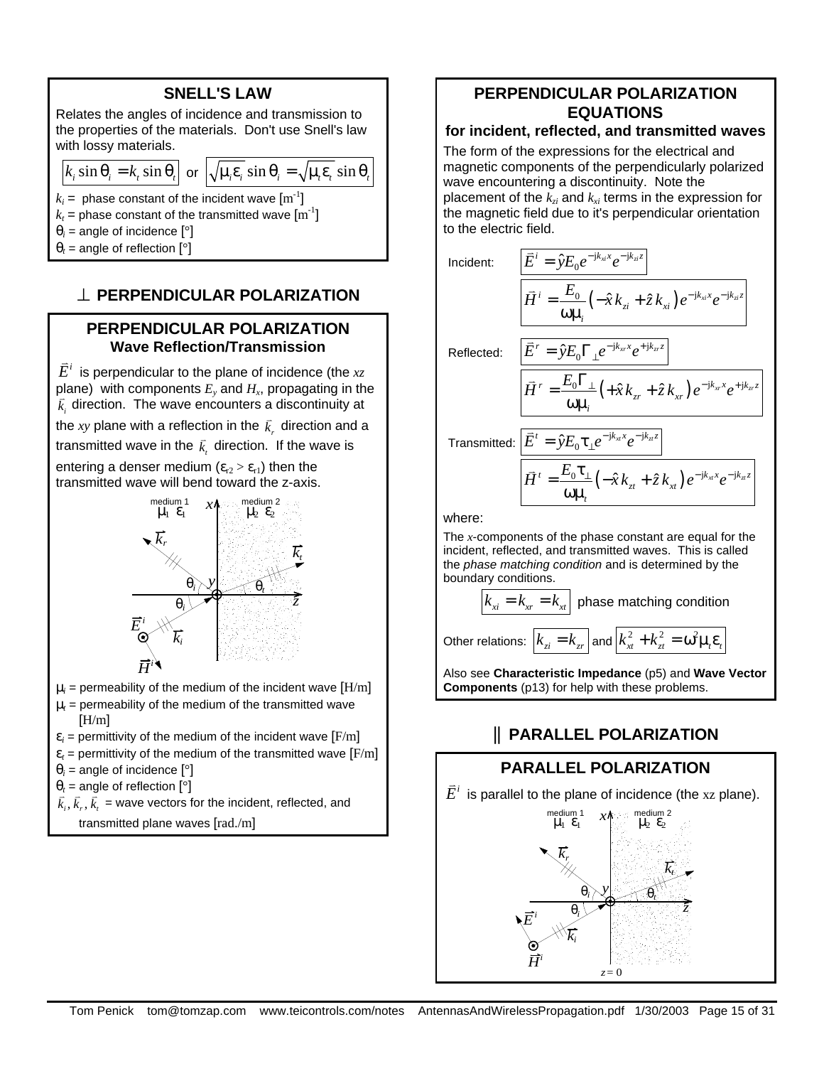## SNELL'S LAW

Relates the angles of incidence and transmission to the properties of the materials. Don't use Snell's law with lossy materials.

$$k_i \sin\theta_i = k_t \sin\theta_t \quad \text{or} \quad \sqrt{\mu_i \varepsilon_i}\sin\theta_i = \sqrt{\mu_t \varepsilon_t}\sin\theta_t$$

$k_i$ = phase constant of the incident wave [m$^{-1}$]
$k_t$ = phase constant of the transmitted wave [m$^{-1}$]
$\theta_i$ = angle of incidence [°]
$\theta_t$ = angle of reflection [°]

## ⊥ PERPENDICULAR POLARIZATION

### PERPENDICULAR POLARIZATION Wave Reflection/Transmission

$\vec{E}^i$ is perpendicular to the plane of incidence (the *xz* plane) with components $E_y$ and $H_x$, propagating in the $\vec{k}_i$ direction. The wave encounters a discontinuity at the *xy* plane with a reflection in the $\vec{k}_r$ direction and a transmitted wave in the $\vec{k}_t$ direction. If the wave is entering a denser medium ($\varepsilon_{r2} > \varepsilon_{r1}$) then the transmitted wave will bend toward the z-axis.

$\mu_i$ = permeability of the medium of the incident wave [H/m]
$\mu_t$ = permeability of the medium of the transmitted wave [H/m]
$\varepsilon_i$ = permittivity of the medium of the incident wave [F/m]
$\varepsilon_t$ = permittivity of the medium of the transmitted wave [F/m]
$\theta_i$ = angle of incidence [°]
$\theta_t$ = angle of reflection [°]
$\vec{k}_i, \vec{k}_r, \vec{k}_t$ = wave vectors for the incident, reflected, and transmitted plane waves [rad./m]

### PERPENDICULAR POLARIZATION EQUATIONS
**for incident, reflected, and transmitted waves**

The form of the expressions for the electrical and magnetic components of the perpendicularly polarized wave encountering a discontinuity. Note the placement of the $k_{zi}$ and $k_{xi}$ terms in the expression for the magnetic field due to it's perpendicular orientation to the electric field.

Incident:

$$\vec{E}^i = \hat{y}E_0 e^{-jk_{xi}x} e^{-jk_{zi}z}$$

$$\vec{H}^i = \frac{E_0}{\omega\mu_i}\left(-\hat{x}k_{zi} + \hat{z}k_{xi}\right)e^{-jk_{xi}x}e^{-jk_{zi}z}$$

Reflected:

$$\vec{E}^r = \hat{y}E_0\Gamma_\perp e^{-jk_{xr}x} e^{+jk_{zr}z}$$

$$\vec{H}^r = \frac{E_0\Gamma_\perp}{\omega\mu_i}\left(+\hat{x}k_{zr} + \hat{z}k_{xr}\right)e^{-jk_{xr}x}e^{+jk_{zr}z}$$

Transmitted:

$$\vec{E}^t = \hat{y}E_0\tau_\perp e^{-jk_{xt}x} e^{-jk_{zt}z}$$

$$\vec{H}^t = \frac{E_0\tau_\perp}{\omega\mu_t}\left(-\hat{x}k_{zt} + \hat{z}k_{xt}\right)e^{-jk_{xt}x}e^{-jk_{zt}z}$$

where:

The *x*-components of the phase constant are equal for the incident, reflected, and transmitted waves. This is called the *phase matching condition* and is determined by the boundary conditions.

$$k_{xi} = k_{xr} = k_{xt} \quad \text{phase matching condition}$$

Other relations: $k_{zi} = k_{zr}$ and $k_{xt}^2 + k_{zt}^2 = \omega^2\mu_t\varepsilon_t$

Also see **Characteristic Impedance** (p5) and **Wave Vector Components** (p13) for help with these problems.

## ∥ PARALLEL POLARIZATION

### PARALLEL POLARIZATION

$\vec{E}^i$ is parallel to the plane of incidence (the xz plane).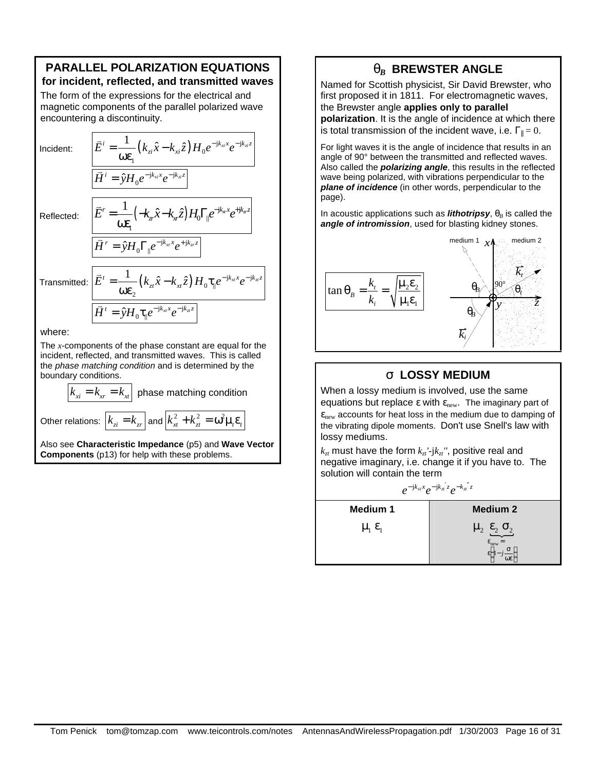## PARALLEL POLARIZATION EQUATIONS
### for incident, reflected, and transmitted waves

The form of the expressions for the electrical and magnetic components of the parallel polarized wave encountering a discontinuity.

Incident:

$$\vec{E}^i = \frac{1}{\omega\varepsilon_1}\left(k_{zi}\hat{x} - k_{xi}\hat{z}\right)H_0 e^{-jk_{xi}x}e^{-jk_{zi}z}$$

$$\vec{H}^i = \hat{y}H_0 e^{-jk_{xi}x}e^{-jk_{zi}z}$$

Reflected:

$$\vec{E}^r = \frac{1}{\omega\varepsilon_1}\left(-k_{zr}\hat{x} - k_{xr}\hat{z}\right)H_0\Gamma_{\parallel}e^{-jk_{xr}x}e^{+jk_{zr}z}$$

$$\vec{H}^r = \hat{y}H_0\Gamma_{\parallel}e^{-jk_{xr}x}e^{+jk_{zr}z}$$

Transmitted:

$$\vec{E}^t = \frac{1}{\omega\varepsilon_2}\left(k_{zt}\hat{x} - k_{xt}\hat{z}\right)H_0\tau_{\parallel}e^{-jk_{xt}x}e^{-jk_{zt}z}$$

$$\vec{H}^t = \hat{y}H_0\tau_{\parallel}e^{-jk_{xt}x}e^{-jk_{zt}z}$$

where:

The $x$-components of the phase constant are equal for the incident, reflected, and transmitted waves. This is called the *phase matching condition* and is determined by the boundary conditions.

$$k_{xi} = k_{xr} = k_{xt} \quad \text{phase matching condition}$$

Other relations: $k_{zi} = k_{zr}$ and $k_{xt}^2 + k_{zt}^2 = \omega^2\mu_t\varepsilon_t$

Also see **Characteristic Impedance** (p5) and **Wave Vector Components** (p13) for help with these problems.

## $\theta_B$ BREWSTER ANGLE

Named for Scottish physicist, Sir David Brewster, who first proposed it in 1811. For electromagnetic waves, the Brewster angle **applies only to parallel polarization**. It is the angle of incidence at which there is total transmission of the incident wave, i.e. $\Gamma_{\parallel} = 0$.

For light waves it is the angle of incidence that results in an angle of 90° between the transmitted and reflected waves. Also called the ***polarizing angle***, this results in the reflected wave being polarized, with vibrations perpendicular to the ***plane of incidence*** (in other words, perpendicular to the page).

In acoustic applications such as ***lithotripsy***, $\theta_B$ is called the ***angle of intromission***, used for blasting kidney stones.

$$\tan\theta_B = \frac{k_t}{k_i} = \sqrt{\frac{\mu_2\varepsilon_2}{\mu_1\varepsilon_1}}$$

## σ LOSSY MEDIUM

When a lossy medium is involved, use the same equations but replace ε with $\varepsilon_{new}$. The imaginary part of $\varepsilon_{new}$ accounts for heat loss in the medium due to damping of the vibrating dipole moments. Don't use Snell's law with lossy mediums.

$k_{zt}$ must have the form $k_{zt}'$-j$k_{zt}''$, positive real and negative imaginary, i.e. change it if you have to. The solution will contain the term

$$e^{-jk_{xi}x}e^{-jk_{zt}'z}e^{-k_{zt}''z}$$

| Medium 1 | Medium 2 |
|---|---|
| $\mu_1\ \varepsilon_1$ | $\mu_2\ \underbrace{\varepsilon_2\ \sigma_2}_{\varepsilon_{new} = \varepsilon\left(1 - j\frac{\sigma}{\omega\varepsilon}\right)}$ |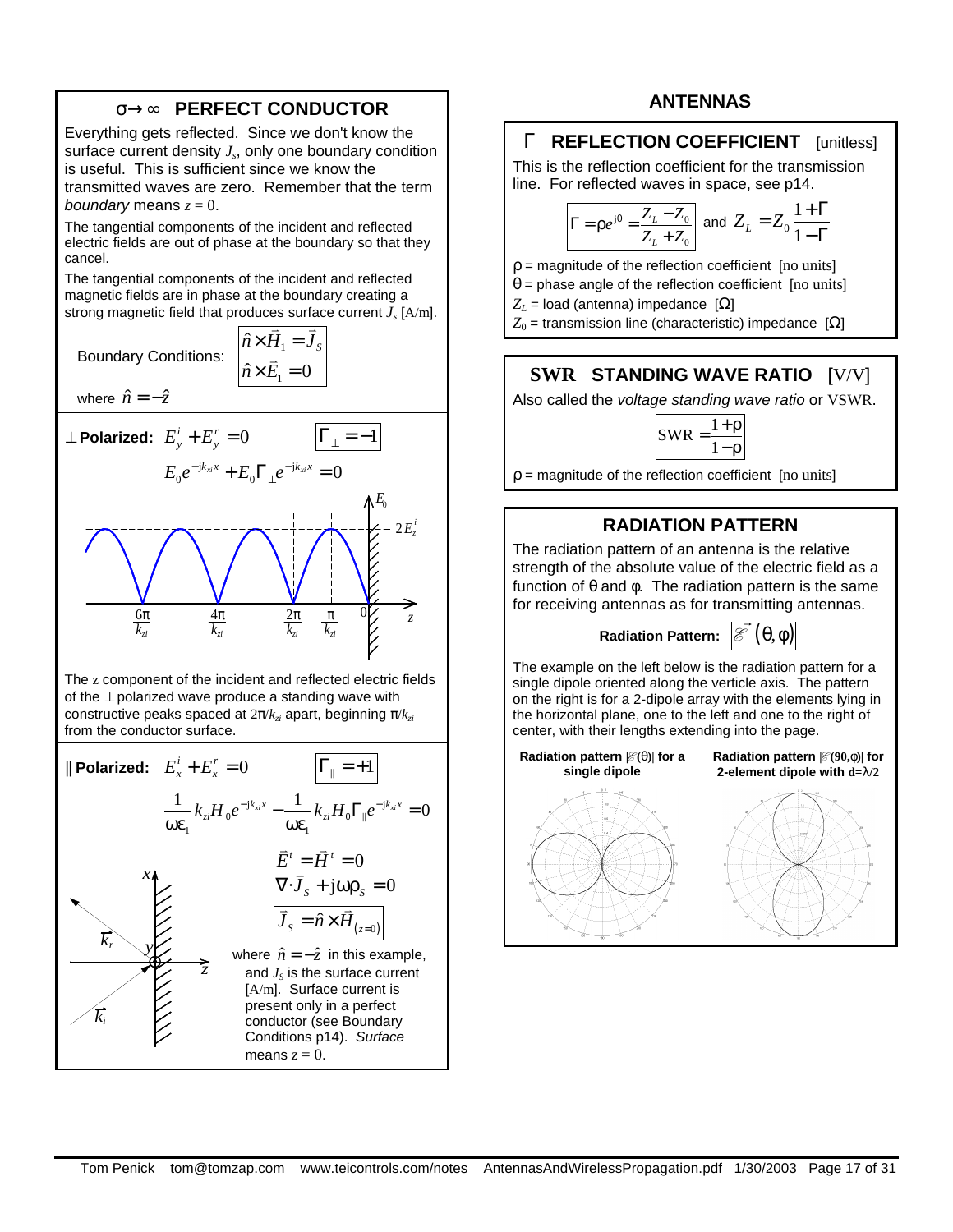## σ→∞ PERFECT CONDUCTOR

Everything gets reflected. Since we don't know the surface current density $J_s$, only one boundary condition is useful. This is sufficient since we know the transmitted waves are zero. Remember that the term *boundary* means $z = 0$.

The tangential components of the incident and reflected electric fields are out of phase at the boundary so that they cancel.

The tangential components of the incident and reflected magnetic fields are in phase at the boundary creating a strong magnetic field that produces surface current $J_s$ [A/m].

Boundary Conditions:

$$\hat{n} \times \vec{H}_1 = \vec{J}_S$$
$$\hat{n} \times \vec{E}_1 = 0$$

where $\hat{n} = -\hat{z}$

**⊥ Polarized:** $E_y^i + E_y^r = 0$ $\quad$ $\Gamma_\perp = -1$

$$E_0 e^{-jk_{xi}x} + E_0 \Gamma_\perp e^{-jk_{xi}x} = 0$$

The z component of the incident and reflected electric fields of the ⊥ polarized wave produce a standing wave with constructive peaks spaced at $2\pi/k_{zi}$ apart, beginning $\pi/k_{zi}$ from the conductor surface.

**|| Polarized:** $E_x^i + E_x^r = 0$ $\quad$ $\Gamma_\| = +1$

$$\frac{1}{\omega\varepsilon_1} k_{zi} H_0 e^{-jk_{xi}x} - \frac{1}{\omega\varepsilon_1} k_{zi} H_0 \Gamma_\| e^{-jk_{xi}x} = 0$$

$$\vec{E}^t = \vec{H}^t = 0$$

$$\nabla \cdot \vec{J}_S + j\omega\rho_S = 0$$

$$\vec{J}_S = \hat{n} \times \vec{H}_{(z=0)}$$

where $\hat{n} = -\hat{z}$ in this example, and $J_S$ is the surface current [A/m]. Surface current is present only in a perfect conductor (see Boundary Conditions p14). *Surface* means $z = 0$.

# ANTENNAS

## Γ REFLECTION COEFFICIENT [unitless]

This is the reflection coefficient for the transmission line. For reflected waves in space, see p14.

$$\Gamma = \rho e^{j\theta} = \frac{Z_L - Z_0}{Z_L + Z_0} \quad \text{and} \quad Z_L = Z_0 \frac{1+\Gamma}{1-\Gamma}$$

$\rho$ = magnitude of the reflection coefficient [no units]
$\theta$ = phase angle of the reflection coefficient [no units]
$Z_L$ = load (antenna) impedance [Ω]
$Z_0$ = transmission line (characteristic) impedance [Ω]

## SWR STANDING WAVE RATIO [V/V]

Also called the *voltage standing wave ratio* or VSWR.

$$\text{SWR} = \frac{1+\rho}{1-\rho}$$

$\rho$ = magnitude of the reflection coefficient [no units]

## RADIATION PATTERN

The radiation pattern of an antenna is the relative strength of the absolute value of the electric field as a function of θ and φ. The radiation pattern is the same for receiving antennas as for transmitting antennas.

**Radiation Pattern:** $\left| \vec{\mathscr{E}}(\theta, \phi) \right|$

The example on the left below is the radiation pattern for a single dipole oriented along the verticle axis. The pattern on the right is for a 2-dipole array with the elements lying in the horizontal plane, one to the left and one to the right of center, with their lengths extending into the page.

**Radiation pattern $|\mathscr{E}(\theta)|$ for a single dipole**

**Radiation pattern $|\mathscr{E}(90,\phi)|$ for 2-element dipole with $d=\lambda/2$**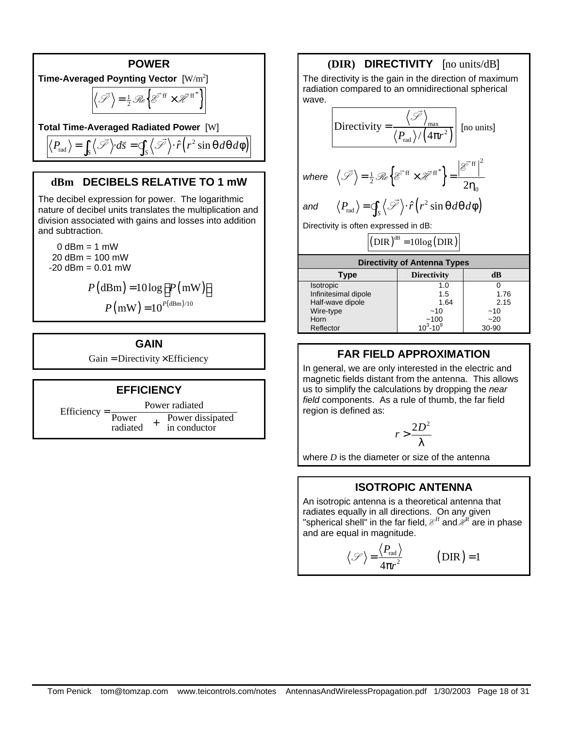## POWER

**Time-Averaged Poynting Vector** [W/m²]

$$\left\langle \vec{\mathscr{S}} \right\rangle = \tfrac{1}{2}\,\mathscr{Re}\left\{ \vec{\mathscr{E}}^{\,\mathrm{ff}} \times \vec{\mathscr{H}}^{\,\mathrm{ff}\,*} \right\}$$

**Total Time-Averaged Radiated Power** [W]

$$\left\langle P_{\mathrm{rad}} \right\rangle = \int_S \left\langle \vec{\mathscr{S}} \right\rangle \cdot d\vec{s} = \oint_S \left\langle \vec{\mathscr{S}} \right\rangle \cdot \hat{r}\left( r^2 \sin\theta \, d\theta \, d\phi \right)$$

## dBm DECIBELS RELATIVE TO 1 mW

The decibel expression for power. The logarithmic nature of decibel units translates the multiplication and division associated with gains and losses into addition and subtraction.

0 dBm = 1 mW
20 dBm = 100 mW
-20 dBm = 0.01 mW

$$P(\mathrm{dBm}) = 10\log\left[ P(\mathrm{mW}) \right]$$

$$P(\mathrm{mW}) = 10^{P(\mathrm{dBm})/10}$$

## GAIN

$$\text{Gain} = \text{Directivity} \times \text{Efficiency}$$

## EFFICIENCY

$$\text{Efficiency} = \frac{\text{Power radiated}}{\text{Power radiated} + \text{Power dissipated in conductor}}$$

## (DIR) DIRECTIVITY [no units/dB]

The directivity is the gain in the direction of maximum radiation compared to an omnidirectional spherical wave.

$$\text{Directivity} = \frac{\left\langle \vec{\mathscr{S}} \right\rangle_{\max}}{\left\langle P_{\mathrm{rad}} \right\rangle / \left( 4\pi r^2 \right)} \quad \text{[no units]}$$

*where* $\left\langle \vec{\mathscr{S}} \right\rangle = \tfrac{1}{2}\,\mathscr{Re}\left\{ \vec{\mathscr{E}}^{\,\mathrm{ff}} \times \vec{\mathscr{H}}^{\,\mathrm{ff}\,*} \right\} = \dfrac{\left| \vec{\mathscr{E}}^{\,\mathrm{ff}} \right|^2}{2\eta_0}$

*and* $\left\langle P_{\mathrm{rad}} \right\rangle = \oint_S \left\langle \vec{\mathscr{S}} \right\rangle \cdot \hat{r}\left( r^2 \sin\theta \, d\theta \, d\phi \right)$

Directivity is often expressed in dB:

$$(\mathrm{DIR})^{\mathrm{dB}} = 10\log(\mathrm{DIR})$$

**Directivity of Antenna Types**

| Type | Directivity | dB |
|---|---|---|
| Isotropic | 1.0 | 0 |
| Infinitesimal dipole | 1.5 | 1.76 |
| Half-wave dipole | 1.64 | 2.15 |
| Wire-type | ~10 | ~10 |
| Horn | ~100 | ~20 |
| Reflector | $10^3$-$10^9$ | 30-90 |

## FAR FIELD APPROXIMATION

In general, we are only interested in the electric and magnetic fields distant from the antenna. This allows us to simplify the calculations by dropping the *near field* components. As a rule of thumb, the far field region is defined as:

$$r > \frac{2D^2}{\lambda}$$

where $D$ is the diameter or size of the antenna

## ISOTROPIC ANTENNA

An isotropic antenna is a theoretical antenna that radiates equally in all directions. On any given "spherical shell" in the far field, $\mathscr{E}^{\mathrm{ff}}$ and $\mathscr{H}^{\mathrm{ff}}$ are in phase and are equal in magnitude.

$$\left\langle \mathscr{S} \right\rangle = \frac{\left\langle P_{\mathrm{rad}} \right\rangle}{4\pi r^2} \qquad (\mathrm{DIR}) = 1$$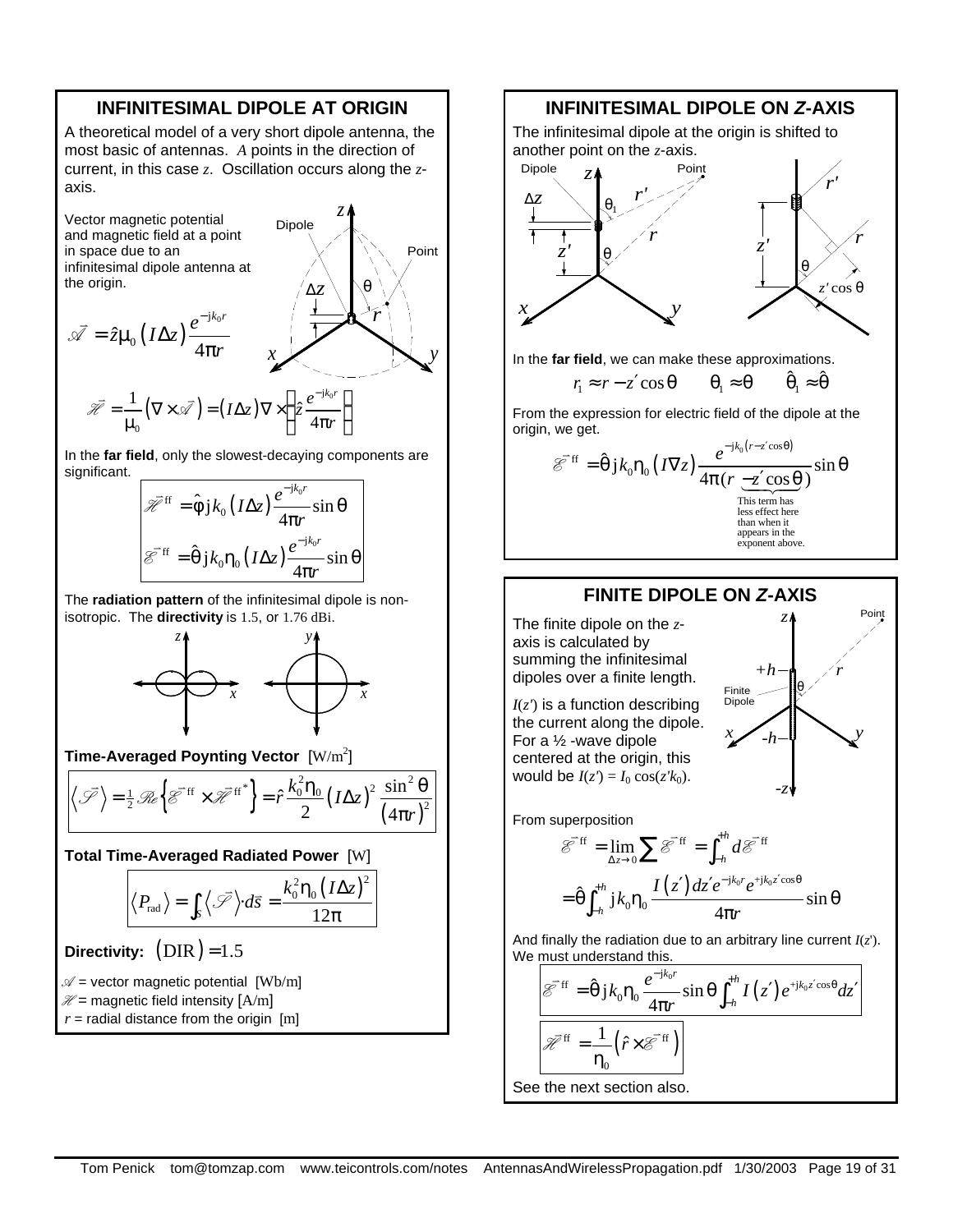## INFINITESIMAL DIPOLE AT ORIGIN

A theoretical model of a very short dipole antenna, the most basic of antennas. $A$ points in the direction of current, in this case $z$. Oscillation occurs along the $z$-axis.

Vector magnetic potential and magnetic field at a point in space due to an infinitesimal dipole antenna at the origin.

$$\vec{\mathscr{A}} = \hat{z}\mu_0 \left(I\Delta z\right)\frac{e^{-jk_0 r}}{4\pi r}$$

$$\vec{\mathscr{H}} = \frac{1}{\mu_0}\left(\nabla \times \vec{\mathscr{A}}\right) = \left(I\Delta z\right)\nabla \times \left[\hat{z}\frac{e^{-jk_0 r}}{4\pi r}\right]$$

In the **far field**, only the slowest-decaying components are significant.

$$\vec{\mathscr{H}}^{\text{ff}} = \hat{\phi}\, jk_0 \left(I\Delta z\right)\frac{e^{-jk_0 r}}{4\pi r}\sin\theta$$

$$\vec{\mathscr{E}}^{\text{ff}} = \hat{\theta}\, jk_0\eta_0 \left(I\Delta z\right)\frac{e^{-jk_0 r}}{4\pi r}\sin\theta$$

The **radiation pattern** of the infinitesimal dipole is non-isotropic. The **directivity** is 1.5, or 1.76 dBi.

**Time-Averaged Poynting Vector** [W/m$^2$]

$$\left\langle \vec{\mathscr{S}} \right\rangle = \tfrac{1}{2}\,\mathscr{Re}\left\{\vec{\mathscr{E}}^{\text{ff}} \times \vec{\mathscr{H}}^{\text{ff}*}\right\} = \hat{r}\,\frac{k_0^2\eta_0}{2}\left(I\Delta z\right)^2\frac{\sin^2\theta}{\left(4\pi r\right)^2}$$

**Total Time-Averaged Radiated Power** [W]

$$\left\langle P_{\text{rad}} \right\rangle = \int_S \left\langle \vec{\mathscr{S}} \right\rangle \cdot d\vec{s} = \frac{k_0^2\eta_0\left(I\Delta z\right)^2}{12\pi}$$

**Directivity:** $\left(\text{DIR}\right) = 1.5$

$\mathscr{A}$ = vector magnetic potential [Wb/m]
$\mathscr{H}$ = magnetic field intensity [A/m]
$r$ = radial distance from the origin [m]

## INFINITESIMAL DIPOLE ON Z-AXIS

The infinitesimal dipole at the origin is shifted to another point on the $z$-axis.

In the **far field**, we can make these approximations.

$$r_1 \approx r - z'\cos\theta \qquad \theta_1 \approx \theta \qquad \hat{\theta}_1 \approx \hat{\theta}$$

From the expression for electric field of the dipole at the origin, we get.

$$\vec{\mathscr{E}}^{\text{ff}} = \hat{\theta}\, jk_0\eta_0\left(I\nabla z\right)\frac{e^{-jk_0\left(r - z'\cos\theta\right)}}{4\pi(r \underbrace{- z'\cos\theta}_{\substack{\text{This term has}\\\text{less effect here}\\\text{than when it}\\\text{appears in the}\\\text{exponent above.}}})}\sin\theta$$

## FINITE DIPOLE ON Z-AXIS

The finite dipole on the $z$-axis is calculated by summing the infinitesimal dipoles over a finite length.

$I(z')$ is a function describing the current along the dipole. For a ½ -wave dipole centered at the origin, this would be $I(z') = I_0\cos(z'k_0)$.

From superposition

$$\vec{\mathscr{E}}^{\text{ff}} = \lim_{\Delta z \to 0}\sum \vec{\mathscr{E}}^{\text{ff}} = \int_{-h}^{+h} d\vec{\mathscr{E}}^{\text{ff}}$$

$$= \hat{\theta}\int_{-h}^{+h} jk_0\eta_0\frac{I\left(z'\right)dz' e^{-jk_0 r}e^{+jk_0 z'\cos\theta}}{4\pi r}\sin\theta$$

And finally the radiation due to an arbitrary line current $I(z')$. We must understand this.

$$\vec{\mathscr{E}}^{\text{ff}} = \hat{\theta}\, jk_0\eta_0\frac{e^{-jk_0 r}}{4\pi r}\sin\theta\int_{-h}^{+h} I\left(z'\right)e^{+jk_0 z'\cos\theta}dz'$$

$$\vec{\mathscr{H}}^{\text{ff}} = \frac{1}{\eta_0}\left(\hat{r} \times \vec{\mathscr{E}}^{\text{ff}}\right)$$

See the next section also.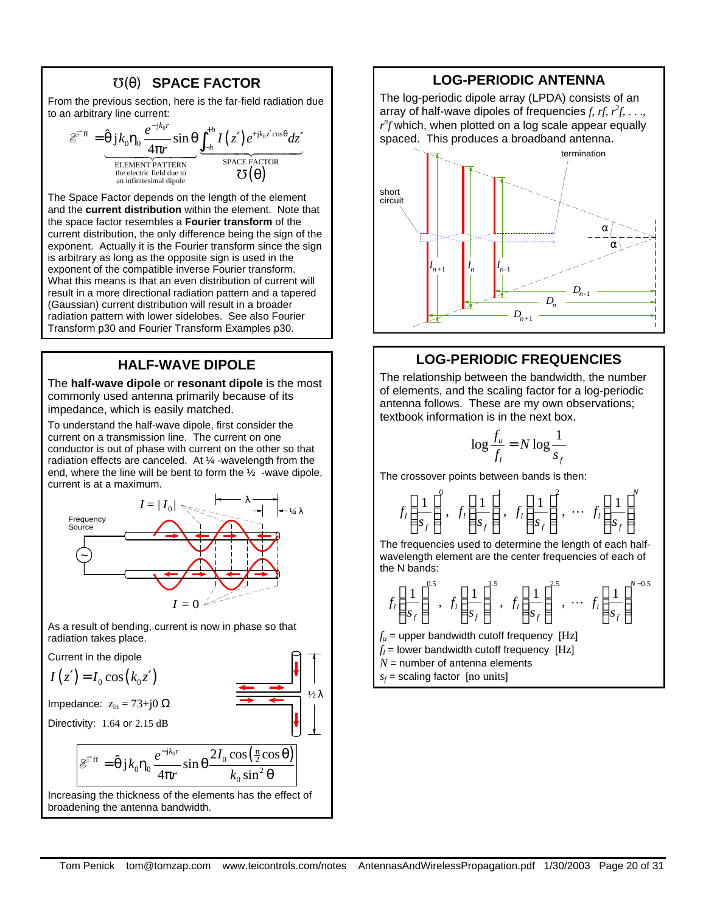## ℧(θ) SPACE FACTOR

From the previous section, here is the far-field radiation due to an arbitrary line current:

$$\vec{\mathscr{E}}^{\text{ff}} = \underbrace{\hat{\theta}\, \mathrm{j} k_0 \eta_0 \frac{e^{-\mathrm{j}k_0 r}}{4\pi r} \sin\theta}_{\substack{\text{ELEMENT PATTERN} \\ \text{the electric field due to} \\ \text{an infinitesimal dipole}}} \underbrace{\int_{-h}^{+h} I(z')\, e^{+\mathrm{j}k_0 z' \cos\theta} dz'}_{\substack{\text{SPACE FACTOR} \\ \mho(\theta)}}$$

The Space Factor depends on the length of the element and the **current distribution** within the element. Note that the space factor resembles a **Fourier transform** of the current distribution, the only difference being the sign of the exponent. Actually it is the Fourier transform since the sign is arbitrary as long as the opposite sign is used in the exponent of the compatible inverse Fourier transform. What this means is that an even distribution of current will result in a more directional radiation pattern and a tapered (Gaussian) current distribution will result in a broader radiation pattern with lower sidelobes. See also Fourier Transform p30 and Fourier Transform Examples p30.

## HALF-WAVE DIPOLE

The **half-wave dipole** or **resonant dipole** is the most commonly used antenna primarily because of its impedance, which is easily matched.

To understand the half-wave dipole, first consider the current on a transmission line. The current on one conductor is out of phase with current on the other so that radiation effects are canceled. At ¼ -wavelength from the end, where the line will be bent to form the ½ -wave dipole, current is at a maximum.

Frequency Source — $I = |I_0|$ — $\lambda$ — ¼ $\lambda$ — $I = 0$

As a result of bending, current is now in phase so that radiation takes place.

Current in the dipole

$$I(z') = I_0 \cos(k_0 z')$$

Impedance: $z_{\text{in}} = 73 + \mathrm{j}0\ \Omega$

Directivity: 1.64 or 2.15 dB

½ $\lambda$

$$\vec{\mathscr{E}}^{\text{ff}} = \hat{\theta}\, \mathrm{j} k_0 \eta_0 \frac{e^{-\mathrm{j}k_0 r}}{4\pi r} \sin\theta \frac{2I_0 \cos\left(\frac{\pi}{2}\cos\theta\right)}{k_0 \sin^2\theta}$$

Increasing the thickness of the elements has the effect of broadening the antenna bandwidth.

## LOG-PERIODIC ANTENNA

The log-periodic dipole array (LPDA) consists of an array of half-wave dipoles of frequencies $f, rf, r^2 f, \ldots, r^n f$ which, when plotted on a log scale appear equally spaced. This produces a broadband antenna.

termination — short circuit — $\alpha$ — $\alpha$ — $l_{n+1}$ — $l_n$ — $l_{n-1}$ — $D_{n-1}$ — $D_n$ — $D_{n+1}$

## LOG-PERIODIC FREQUENCIES

The relationship between the bandwidth, the number of elements, and the scaling factor for a log-periodic antenna follows. These are my own observations; textbook information is in the next box.

$$\log \frac{f_u}{f_l} = N \log \frac{1}{s_f}$$

The crossover points between bands is then:

$$f_l \left(\frac{1}{s_f}\right)^0,\ f_l \left(\frac{1}{s_f}\right)^1,\ f_l \left(\frac{1}{s_f}\right)^2,\ \cdots\ f_l \left(\frac{1}{s_f}\right)^N$$

The frequencies used to determine the length of each half-wavelength element are the center frequencies of each of the N bands:

$$f_l \left(\frac{1}{s_f}\right)^{0.5},\ f_l \left(\frac{1}{s_f}\right)^{1.5},\ f_l \left(\frac{1}{s_f}\right)^{2.5},\ \cdots\ f_l \left(\frac{1}{s_f}\right)^{N-0.5}$$

$f_u$ = upper bandwidth cutoff frequency [Hz]
$f_l$ = lower bandwidth cutoff frequency [Hz]
$N$ = number of antenna elements
$s_f$ = scaling factor [no units]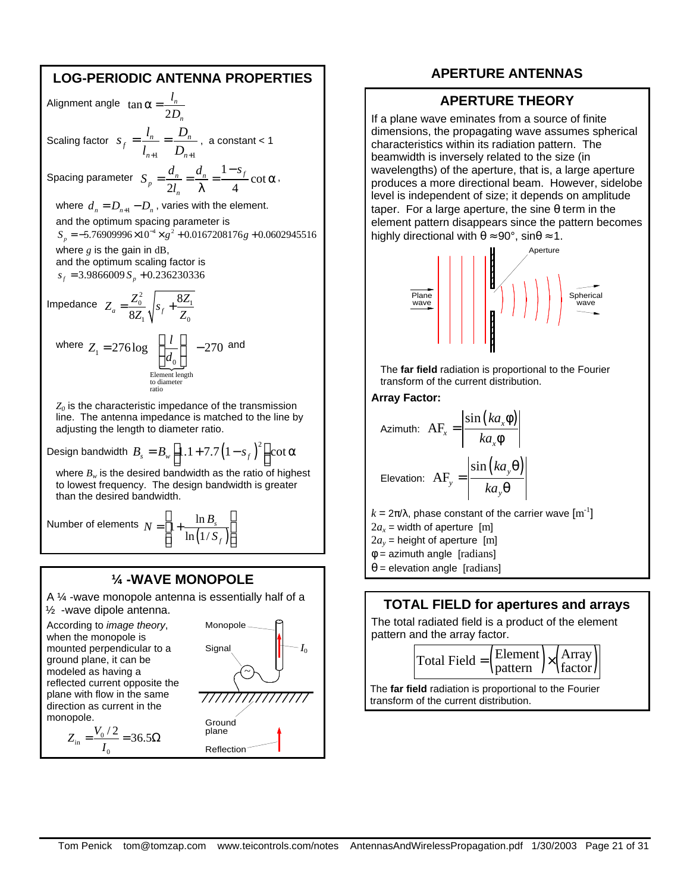## LOG-PERIODIC ANTENNA PROPERTIES

Alignment angle $\tan\alpha = \dfrac{l_n}{2D_n}$

Scaling factor $s_f = \dfrac{l_n}{l_{n+1}} = \dfrac{D_n}{D_{n+1}}$, a constant < 1

Spacing parameter $S_p = \dfrac{d_n}{2l_n} = \dfrac{d_n}{\lambda} = \dfrac{1-s_f}{4}\cot\alpha$,

where $d_n = D_{n+1} - D_n$, varies with the element.

and the optimum spacing parameter is
$S_p = -5.76909996\times10^{-4}\times g^2 + 0.0167208176g + 0.0602945516$
where $g$ is the gain in dB,
and the optimum scaling factor is
$s_f = 3.9866009\,S_p + 0.236230336$

Impedance $Z_a = \dfrac{Z_0^2}{8Z_1}\sqrt{s_f + \dfrac{8Z_1}{Z_0}}$

where $Z_1 = 276\log\left[\left(\dfrac{l}{d_0}\right)\right] - 270$ and

Element length to diameter ratio

$Z_0$ is the characteristic impedance of the transmission line. The antenna impedance is matched to the line by adjusting the length to diameter ratio.

Design bandwidth $B_s = B_w\left[1.1 + 7.7\left(1-s_f\right)^2\right]\cot\alpha$

where $B_w$ is the desired bandwidth as the ratio of highest to lowest frequency. The design bandwidth is greater than the desired bandwidth.

Number of elements $N = \left[1 + \dfrac{\ln B_s}{\ln\left(1/S_f\right)}\right]$

## ¼ -WAVE MONOPOLE

A ¼ -wave monopole antenna is essentially half of a ½ -wave dipole antenna.

According to *image theory*, when the monopole is mounted perpendicular to a ground plane, it can be modeled as having a reflected current opposite the plane with flow in the same direction as current in the monopole.

$$Z_{in} = \frac{V_0/2}{I_0} = 36.5\Omega$$

Monopole, Signal, $I_0$, Ground plane, Reflection

# APERTURE ANTENNAS

## APERTURE THEORY

If a plane wave eminates from a source of finite dimensions, the propagating wave assumes spherical characteristics within its radiation pattern. The beamwidth is inversely related to the size (in wavelengths) of the aperture, that is, a large aperture produces a more directional beam. However, sidelobe level is independent of size; it depends on amplitude taper. For a large aperture, the sine θ term in the element pattern disappears since the pattern becomes highly directional with $\theta \approx 90°$, $\sin\theta \approx 1$.

Plane wave, Aperture, Spherical wave

The **far field** radiation is proportional to the Fourier transform of the current distribution.

**Array Factor:**

Azimuth: $\mathrm{AF}_x = \left|\dfrac{\sin\left(ka_x\phi\right)}{ka_x\phi}\right|$

Elevation: $\mathrm{AF}_y = \left|\dfrac{\sin\left(ka_y\theta\right)}{ka_y\theta}\right|$

$k = 2\pi/\lambda$, phase constant of the carrier wave [m$^{-1}$]
$2a_x$ = width of aperture [m]
$2a_y$ = height of aperture [m]
$\phi$ = azimuth angle [radians]
$\theta$ = elevation angle [radians]

## TOTAL FIELD for apertures and arrays

The total radiated field is a product of the element pattern and the array factor.

$$\text{Total Field} = \begin{pmatrix}\text{Element}\\ \text{pattern}\end{pmatrix} \times \begin{pmatrix}\text{Array}\\ \text{factor}\end{pmatrix}$$

The **far field** radiation is proportional to the Fourier transform of the current distribution.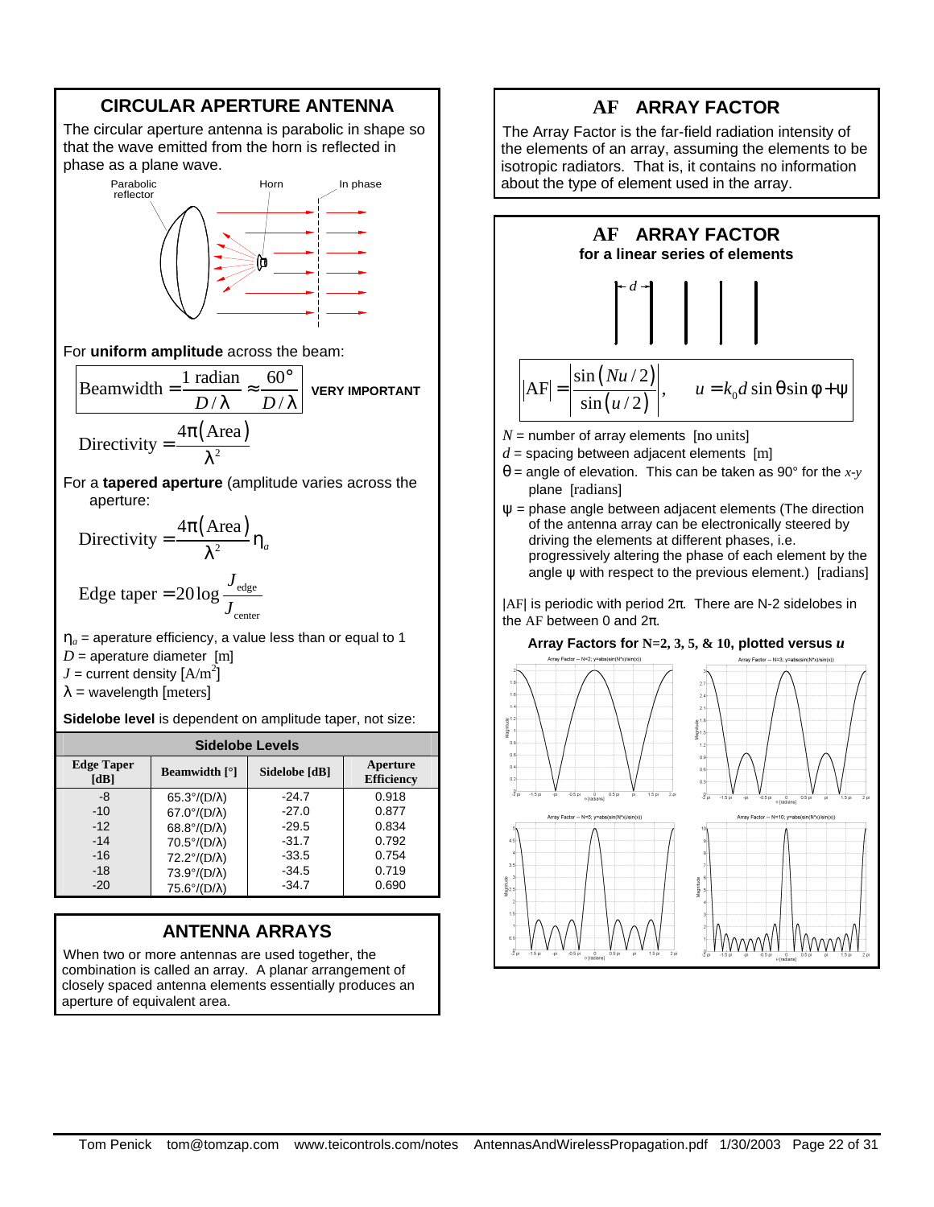## CIRCULAR APERTURE ANTENNA

The circular aperture antenna is parabolic in shape so that the wave emitted from the horn is reflected in phase as a plane wave.

For **uniform amplitude** across the beam:

$$\text{Beamwidth} = \frac{1 \text{ radian}}{D/\lambda} \approx \frac{60°}{D/\lambda}$$ **VERY IMPORTANT**

$$\text{Directivity} = \frac{4\pi(\text{Area})}{\lambda^2}$$

For a **tapered aperture** (amplitude varies across the aperture:

$$\text{Directivity} = \frac{4\pi(\text{Area})}{\lambda^2}\eta_a$$

$$\text{Edge taper} = 20\log\frac{J_{\text{edge}}}{J_{\text{center}}}$$

$\eta_a$ = aperature efficiency, a value less than or equal to 1
$D$ = aperature diameter [m]
$J$ = current density [A/m$^2$]
$\lambda$ = wavelength [meters]

**Sidelobe level** is dependent on amplitude taper, not size:

| Sidelobe Levels | | | |
|---|---|---|---|
| **Edge Taper [dB]** | **Beamwidth [°]** | **Sidelobe [dB]** | **Aperture Efficiency** |
| -8 | 65.3°/(D/λ) | -24.7 | 0.918 |
| -10 | 67.0°/(D/λ) | -27.0 | 0.877 |
| -12 | 68.8°/(D/λ) | -29.5 | 0.834 |
| -14 | 70.5°/(D/λ) | -31.7 | 0.792 |
| -16 | 72.2°/(D/λ) | -33.5 | 0.754 |
| -18 | 73.9°/(D/λ) | -34.5 | 0.719 |
| -20 | 75.6°/(D/λ) | -34.7 | 0.690 |

## ANTENNA ARRAYS

When two or more antennas are used together, the combination is called an array. A planar arrangement of closely spaced antenna elements essentially produces an aperture of equivalent area.

## AF ARRAY FACTOR

The Array Factor is the far-field radiation intensity of the elements of an array, assuming the elements to be isotropic radiators. That is, it contains no information about the type of element used in the array.

## AF ARRAY FACTOR
### for a linear series of elements

$$|\text{AF}| = \left|\frac{\sin(Nu/2)}{\sin(u/2)}\right|, \qquad u = k_0 d \sin\theta \sin\phi + \psi$$

$N$ = number of array elements [no units]
$d$ = spacing between adjacent elements [m]
$\theta$ = angle of elevation. This can be taken as 90° for the $x$-$y$ plane [radians]
$\psi$ = phase angle between adjacent elements (The direction of the antenna array can be electronically steered by driving the elements at different phases, i.e. progressively altering the phase of each element by the angle $\psi$ with respect to the previous element.) [radians]

|AF| is periodic with period 2π. There are N-2 sidelobes in the AF between 0 and 2π.

**Array Factors for N=2, 3, 5, & 10, plotted versus $u$**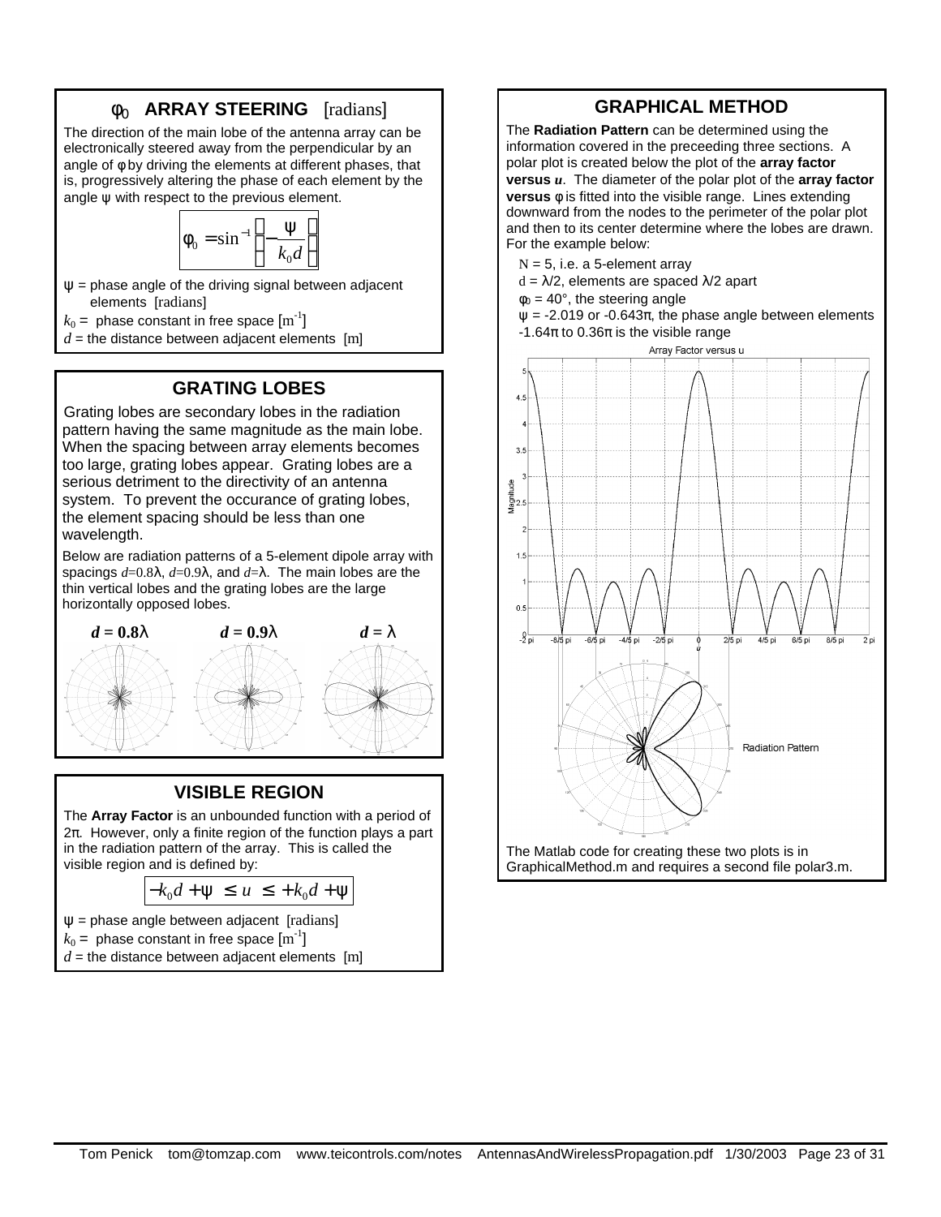## $\phi_0$ ARRAY STEERING [radians]

The direction of the main lobe of the antenna array can be electronically steered away from the perpendicular by an angle of $\phi$ by driving the elements at different phases, that is, progressively altering the phase of each element by the angle $\psi$ with respect to the previous element.

$$\phi_0 = \sin^{-1}\left(-\frac{\psi}{k_0 d}\right)$$

$\psi$ = phase angle of the driving signal between adjacent elements [radians]

$k_0$ = phase constant in free space [$m^{-1}$]

$d$ = the distance between adjacent elements [m]

## GRATING LOBES

Grating lobes are secondary lobes in the radiation pattern having the same magnitude as the main lobe. When the spacing between array elements becomes too large, grating lobes appear. Grating lobes are a serious detriment to the directivity of an antenna system. To prevent the occurance of grating lobes, the element spacing should be less than one wavelength.

Below are radiation patterns of a 5-element dipole array with spacings $d$=0.8λ, $d$=0.9λ, and $d$=λ. The main lobes are the thin vertical lobes and the grating lobes are the large horizontally opposed lobes.

**$d$ = 0.8λ** **$d$ = 0.9λ** **$d$ = λ**

## VISIBLE REGION

The **Array Factor** is an unbounded function with a period of 2π. However, only a finite region of the function plays a part in the radiation pattern of the array. This is called the visible region and is defined by:

$$-k_0 d + \psi \leq u \leq +k_0 d + \psi$$

$\psi$ = phase angle between adjacent [radians]

$k_0$ = phase constant in free space [$m^{-1}$]

$d$ = the distance between adjacent elements [m]

## GRAPHICAL METHOD

The **Radiation Pattern** can be determined using the information covered in the preceeding three sections. A polar plot is created below the plot of the **array factor versus $u$**. The diameter of the polar plot of the **array factor versus** $\phi$ is fitted into the visible range. Lines extending downward from the nodes to the perimeter of the polar plot and then to its center determine where the lobes are drawn. For the example below:

- N = 5, i.e. a 5-element array
- d = λ/2, elements are spaced λ/2 apart
- $\phi_0$ = 40°, the steering angle
- $\psi$ = -2.019 or -0.643π, the phase angle between elements
- -1.64π to 0.36π is the visible range

Array Factor versus u

Radiation Pattern

The Matlab code for creating these two plots is in GraphicalMethod.m and requires a second file polar3.m.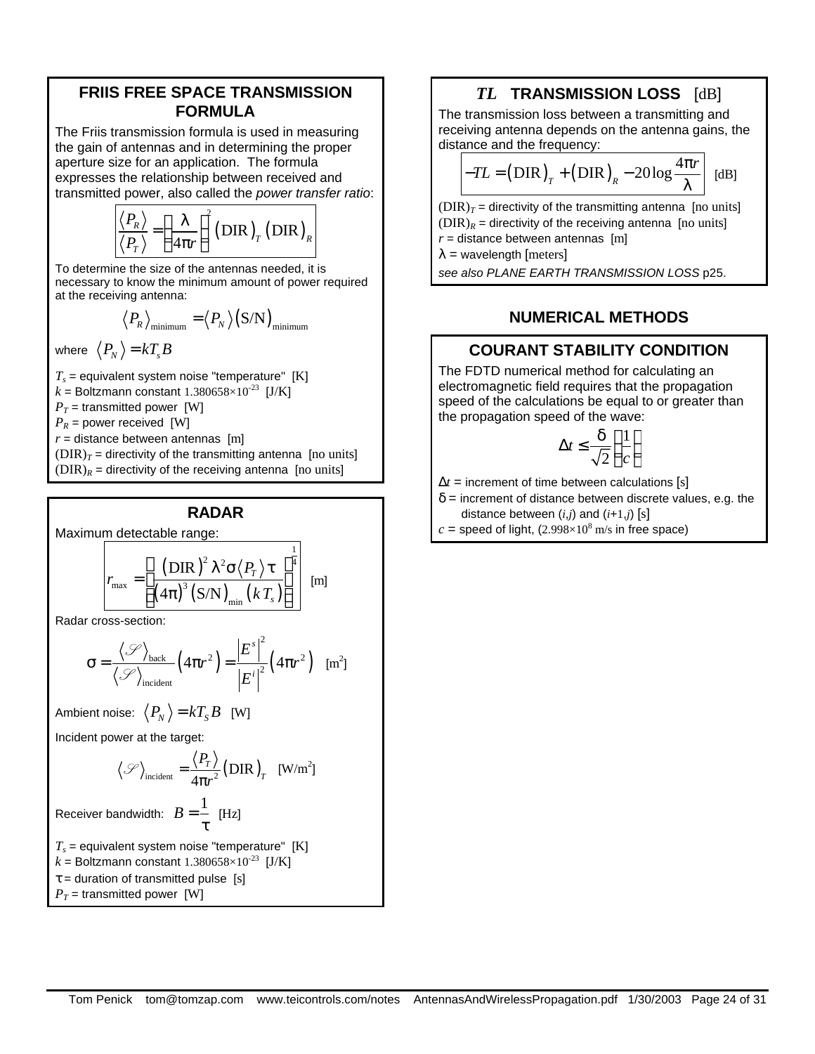## FRIIS FREE SPACE TRANSMISSION FORMULA

The Friis transmission formula is used in measuring the gain of antennas and in determining the proper aperture size for an application. The formula expresses the relationship between received and transmitted power, also called the *power transfer ratio*:

$$\frac{\langle P_R \rangle}{\langle P_T \rangle} = \left(\frac{\lambda}{4\pi r}\right)^2 (\mathrm{DIR})_T (\mathrm{DIR})_R$$

To determine the size of the antennas needed, it is necessary to know the minimum amount of power required at the receiving antenna:

$$\langle P_R \rangle_{\text{minimum}} = \langle P_N \rangle (\mathrm{S/N})_{\text{minimum}}$$

where $\langle P_N \rangle = kT_s B$

$T_s$ = equivalent system noise "temperature" [K]
$k$ = Boltzmann constant $1.380658\times10^{-23}$ [J/K]
$P_T$ = transmitted power [W]
$P_R$ = power received [W]
$r$ = distance between antennas [m]
$(\mathrm{DIR})_T$ = directivity of the transmitting antenna [no units]
$(\mathrm{DIR})_R$ = directivity of the receiving antenna [no units]

## RADAR

Maximum detectable range:

$$r_{\max} = \left[\frac{(\mathrm{DIR})^2 \lambda^2 \sigma \langle P_T \rangle \tau}{(4\pi)^3 (\mathrm{S/N})_{\min} (k\,T_s)}\right]^{\frac{1}{4}} \quad \text{[m]}$$

Radar cross-section:

$$\sigma = \frac{\langle \mathscr{S} \rangle_{\text{back}}}{\langle \mathscr{S} \rangle_{\text{incident}}} \left(4\pi r^2\right) = \frac{\left|E^s\right|^2}{\left|E^i\right|^2} \left(4\pi r^2\right) \quad [\mathrm{m}^2]$$

Ambient noise: $\langle P_N \rangle = kT_S B$ [W]

Incident power at the target:

$$\langle \mathscr{S} \rangle_{\text{incident}} = \frac{\langle P_T \rangle}{4\pi r^2} (\mathrm{DIR})_T \quad [\mathrm{W/m^2}]$$

Receiver bandwidth: $B = \dfrac{1}{\tau}$ [Hz]

$T_s$ = equivalent system noise "temperature" [K]
$k$ = Boltzmann constant $1.380658\times10^{-23}$ [J/K]
$\tau$ = duration of transmitted pulse [s]
$P_T$ = transmitted power [W]

## *TL* TRANSMISSION LOSS [dB]

The transmission loss between a transmitting and receiving antenna depends on the antenna gains, the distance and the frequency:

$$-TL = (\mathrm{DIR})_T + (\mathrm{DIR})_R - 20\log\frac{4\pi r}{\lambda} \quad \text{[dB]}$$

$(\mathrm{DIR})_T$ = directivity of the transmitting antenna [no units]
$(\mathrm{DIR})_R$ = directivity of the receiving antenna [no units]
$r$ = distance between antennas [m]
$\lambda$ = wavelength [meters]

*see also PLANE EARTH TRANSMISSION LOSS* p25.

# NUMERICAL METHODS

## COURANT STABILITY CONDITION

The FDTD numerical method for calculating an electromagnetic field requires that the propagation speed of the calculations be equal to or greater than the propagation speed of the wave:

$$\Delta t \le \frac{\delta}{\sqrt{2}}\left(\frac{1}{c}\right)$$

$\Delta t$ = increment of time between calculations [s]
$\delta$ = increment of distance between discrete values, e.g. the distance between $(i,j)$ and $(i+1,j)$ [s]
$c$ = speed of light, ($2.998\times10^8$ m/s in free space)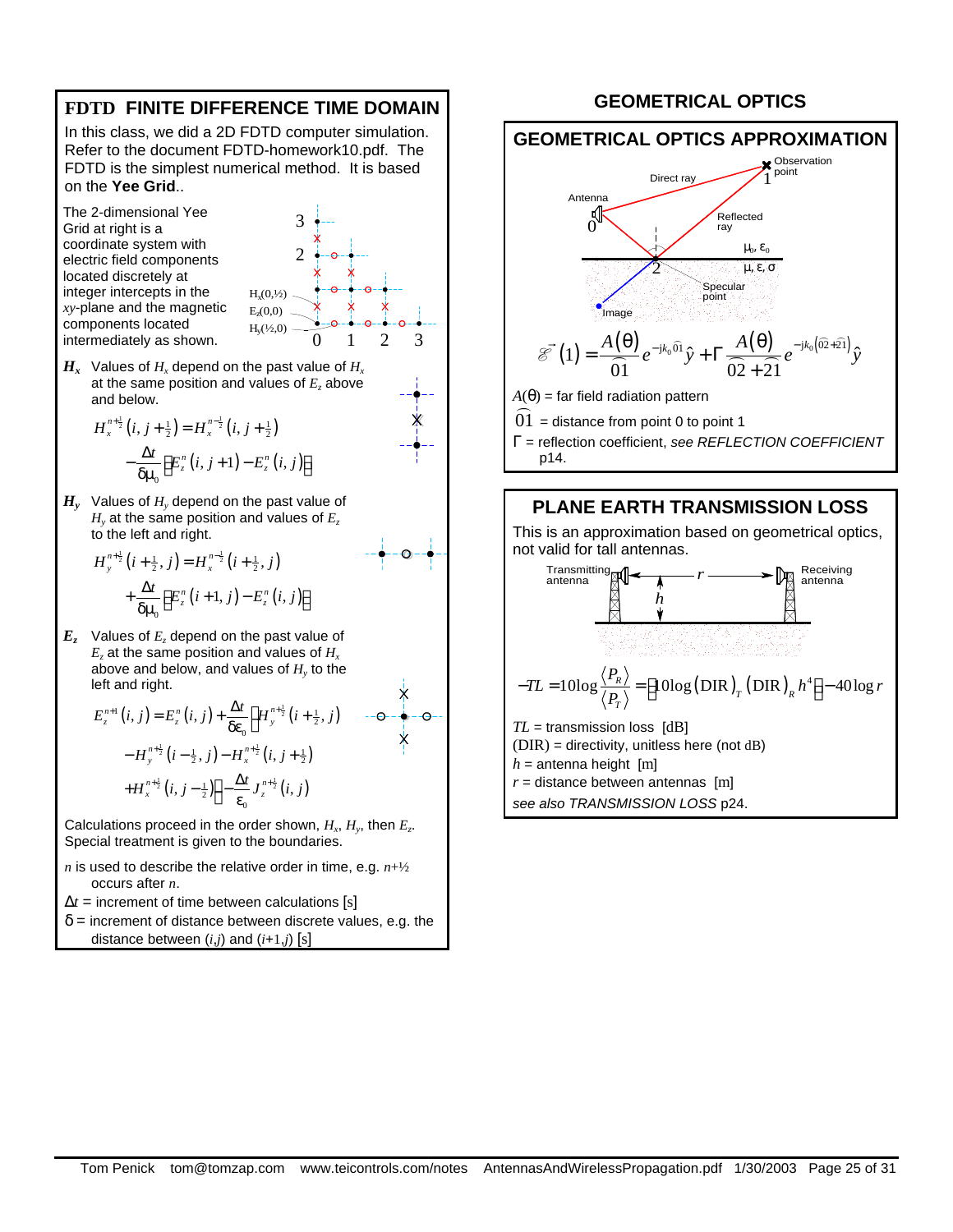## FDTD FINITE DIFFERENCE TIME DOMAIN

In this class, we did a 2D FDTD computer simulation. Refer to the document FDTD-homework10.pdf. The FDTD is the simplest numerical method. It is based on the **Yee Grid**..

The 2-dimensional Yee Grid at right is a coordinate system with electric field components located discretely at integer intercepts in the *xy*-plane and the magnetic components located intermediately as shown.

$H_x(0,½)$ $E_z(0,0)$ $H_y(½,0)$

***$H_x$*** Values of $H_x$ depend on the past value of $H_x$ at the same position and values of $E_z$ above and below.

$$H_x^{n+\frac{1}{2}}\left(i, j+\tfrac{1}{2}\right) = H_x^{n-\frac{1}{2}}\left(i, j+\tfrac{1}{2}\right) - \frac{\Delta t}{\delta\mu_0}\left[E_z^n(i, j+1) - E_z^n(i, j)\right]$$

***$H_y$*** Values of $H_y$ depend on the past value of $H_y$ at the same position and values of $E_z$ to the left and right.

$$H_y^{n+\frac{1}{2}}\left(i+\tfrac{1}{2}, j\right) = H_x^{n-\frac{1}{2}}\left(i+\tfrac{1}{2}, j\right) + \frac{\Delta t}{\delta\mu_0}\left[E_z^n(i+1, j) - E_z^n(i, j)\right]$$

***$E_z$*** Values of $E_z$ depend on the past value of $E_z$ at the same position and values of $H_x$ above and below, and values of $H_y$ to the left and right.

$$E_z^{n+1}(i, j) = E_z^n(i, j) + \frac{\Delta t}{\delta\varepsilon_0}\left[H_y^{n+\frac{1}{2}}\left(i+\tfrac{1}{2}, j\right) - H_y^{n+\frac{1}{2}}\left(i-\tfrac{1}{2}, j\right) - H_x^{n+\frac{1}{2}}\left(i, j+\tfrac{1}{2}\right) + H_x^{n+\frac{1}{2}}\left(i, j-\tfrac{1}{2}\right)\right] - \frac{\Delta t}{\varepsilon_0} J_z^{n+\frac{1}{2}}(i, j)$$

Calculations proceed in the order shown, $H_x$, $H_y$, then $E_z$. Special treatment is given to the boundaries.

$n$ is used to describe the relative order in time, e.g. $n+½$ occurs after $n$.

$\Delta t$ = increment of time between calculations [s]

$\delta$ = increment of distance between discrete values, e.g. the distance between $(i,j)$ and $(i+1,j)$ [s]

## GEOMETRICAL OPTICS

### GEOMETRICAL OPTICS APPROXIMATION

Antenna 0, Direct ray, Observation point 1, Reflected ray, Specular point 2, Image; $\mu_0, \varepsilon_0$; $\mu, \varepsilon, \sigma$

$$\vec{\mathscr{E}}(1) = \frac{A(\theta)}{\widehat{01}} e^{-jk_0\widehat{01}}\hat{y} + \Gamma\frac{A(\theta)}{\widehat{02}+\widehat{21}} e^{-jk_0\left(\widehat{02}+\widehat{21}\right)}\hat{y}$$

$A(\theta)$ = far field radiation pattern

$\widehat{01}$ = distance from point 0 to point 1

$\Gamma$ = reflection coefficient, *see REFLECTION COEFFICIENT* p14.

### PLANE EARTH TRANSMISSION LOSS

This is an approximation based on geometrical optics, not valid for tall antennas.

Transmitting antenna, Receiving antenna, $r$, $h$

$$-TL = 10\log\frac{\langle P_R\rangle}{\langle P_T\rangle} = \left[10\log(\text{DIR})_T(\text{DIR})_R h^4\right] - 40\log r$$

$TL$ = transmission loss [dB]

(DIR) = directivity, unitless here (not dB)

$h$ = antenna height [m]

$r$ = distance between antennas [m]

*see also TRANSMISSION LOSS* p24.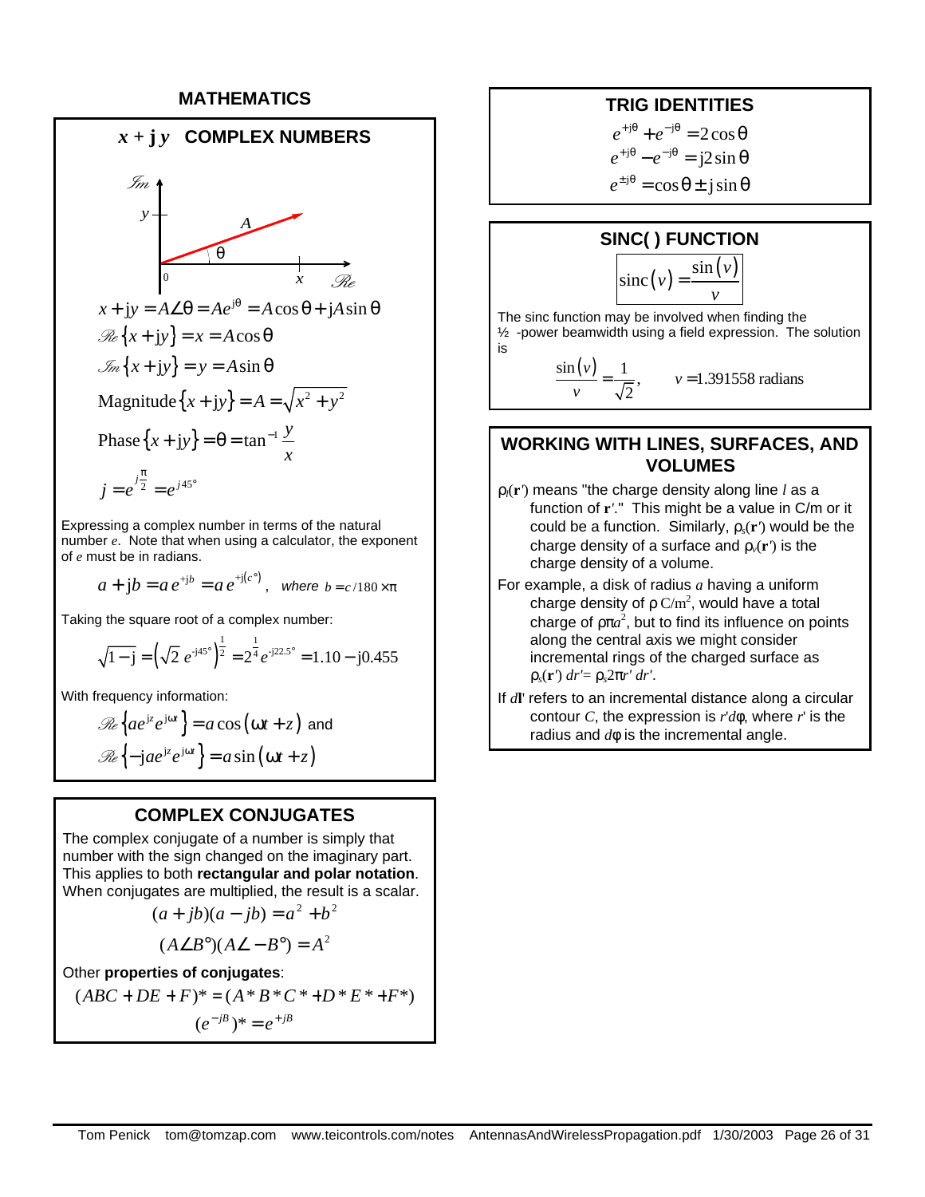# MATHEMATICS

## $x + \mathbf{j}\, y$ COMPLEX NUMBERS

$$x + \mathrm{j}y = A\angle\theta = Ae^{\mathrm{j}\theta} = A\cos\theta + \mathrm{j}A\sin\theta$$

$$\mathscr{Re}\{x+\mathrm{j}y\} = x = A\cos\theta$$

$$\mathscr{Im}\{x+\mathrm{j}y\} = y = A\sin\theta$$

$$\text{Magnitude}\{x+\mathrm{j}y\} = A = \sqrt{x^2+y^2}$$

$$\text{Phase}\{x+\mathrm{j}y\} = \theta = \tan^{-1}\frac{y}{x}$$

$$j = e^{j\frac{\pi}{2}} = e^{j45°}$$

Expressing a complex number in terms of the natural number $e$. Note that when using a calculator, the exponent of $e$ must be in radians.

$$a + \mathrm{j}b = a\,e^{+\mathrm{j}b} = a\,e^{+\mathrm{j}(c°)}, \quad \textit{where } b = c/180 \times \pi$$

Taking the square root of a complex number:

$$\sqrt{1-\mathrm{j}} = \left(\sqrt{2}\,e^{-\mathrm{j}45°}\right)^{\frac{1}{2}} = 2^{\frac{1}{4}}e^{-\mathrm{j}22.5°} = 1.10 - \mathrm{j}0.455$$

With frequency information:

$$\mathscr{Re}\left\{ae^{\mathrm{j}z}e^{\mathrm{j}\omega t}\right\} = a\cos(\omega t + z) \text{ and}$$

$$\mathscr{Re}\left\{-\mathrm{j}ae^{\mathrm{j}z}e^{\mathrm{j}\omega t}\right\} = a\sin(\omega t + z)$$

## COMPLEX CONJUGATES

The complex conjugate of a number is simply that number with the sign changed on the imaginary part. This applies to both **rectangular and polar notation**. When conjugates are multiplied, the result is a scalar.

$$(a + jb)(a - jb) = a^2 + b^2$$

$$(A\angle B°)(A\angle -B°) = A^2$$

Other **properties of conjugates**:

$$(ABC + DE + F)^* = (A^*B^*C^* + D^*E^* + F^*)$$

$$(e^{-jB})^* = e^{+jB}$$

## TRIG IDENTITIES

$$e^{+\mathrm{j}\theta} + e^{-\mathrm{j}\theta} = 2\cos\theta$$

$$e^{+\mathrm{j}\theta} - e^{-\mathrm{j}\theta} = \mathrm{j}2\sin\theta$$

$$e^{\pm\mathrm{j}\theta} = \cos\theta \pm \mathrm{j}\sin\theta$$

## SINC( ) FUNCTION

$$\operatorname{sinc}(v) = \frac{\sin(v)}{v}$$

The sinc function may be involved when finding the ½ -power beamwidth using a field expression. The solution is

$$\frac{\sin(v)}{v} = \frac{1}{\sqrt{2}}, \qquad v = 1.391558 \text{ radians}$$

## WORKING WITH LINES, SURFACES, AND VOLUMES

$\rho_l(\mathbf{r}')$ means "the charge density along line $l$ as a function of $\mathbf{r}'$." This might be a value in C/m or it could be a function. Similarly, $\rho_s(\mathbf{r}')$ would be the charge density of a surface and $\rho_v(\mathbf{r}')$ is the charge density of a volume.

For example, a disk of radius $a$ having a uniform charge density of $\rho$ C/m$^2$, would have a total charge of $\rho\pi a^2$, but to find its influence on points along the central axis we might consider incremental rings of the charged surface as $\rho_s(\mathbf{r}')\,dr' = \rho_s 2\pi r'\,dr'$.

If $d\mathbf{l}'$ refers to an incremental distance along a circular contour $C$, the expression is $r'd\phi$, where $r'$ is the radius and $d\phi$ is the incremental angle.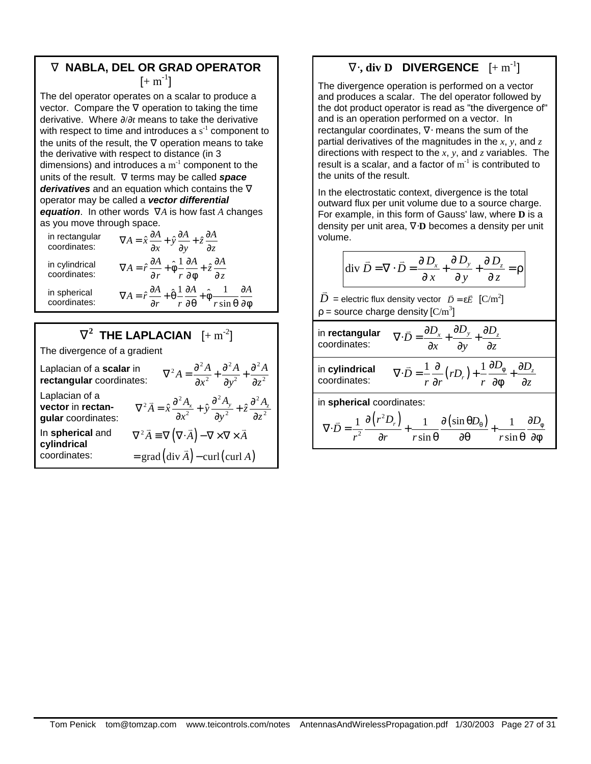## ∇ NABLA, DEL OR GRAD OPERATOR [+ $m^{-1}$]

The del operator operates on a scalar to produce a vector. Compare the ∇ operation to taking the time derivative. Where $\partial/\partial t$ means to take the derivative with respect to time and introduces a $s^{-1}$ component to the units of the result, the ∇ operation means to take the derivative with respect to distance (in 3 dimensions) and introduces a $m^{-1}$ component to the units of the result. ∇ terms may be called ***space derivatives*** and an equation which contains the ∇ operator may be called a ***vector differential equation***. In other words $\nabla A$ is how fast $A$ changes as you move through space.

| | |
|---|---|
| in rectangular coordinates: | $\nabla A = \hat{x}\frac{\partial A}{\partial x} + \hat{y}\frac{\partial A}{\partial y} + \hat{z}\frac{\partial A}{\partial z}$ |
| in cylindrical coordinates: | $\nabla A = \hat{r}\frac{\partial A}{\partial r} + \hat{\phi}\frac{1}{r}\frac{\partial A}{\partial \phi} + \hat{z}\frac{\partial A}{\partial z}$ |
| in spherical coordinates: | $\nabla A = \hat{r}\frac{\partial A}{\partial r} + \hat{\theta}\frac{1}{r}\frac{\partial A}{\partial \theta} + \hat{\phi}\frac{1}{r\sin\theta}\frac{\partial A}{\partial \phi}$ |

## $\nabla^2$ THE LAPLACIAN [+ $m^{-2}$]

The divergence of a gradient

| | |
|---|---|
| Laplacian of a **scalar** in **rectangular** coordinates: | $\nabla^2 A = \frac{\partial^2 A}{\partial x^2} + \frac{\partial^2 A}{\partial y^2} + \frac{\partial^2 A}{\partial z^2}$ |
| Laplacian of a **vector** in **rectangular** coordinates: | $\nabla^2 \vec{A} = \hat{x}\frac{\partial^2 A_x}{\partial x^2} + \hat{y}\frac{\partial^2 A_y}{\partial y^2} + \hat{z}\frac{\partial^2 A_z}{\partial z^2}$ |
| In **spherical** and **cylindrical** coordinates: | $\nabla^2 \vec{A} \equiv \nabla\left(\nabla \cdot \vec{A}\right) - \nabla \times \nabla \times \vec{A}$ $= \text{grad}\left(\text{div}\, \vec{A}\right) - \text{curl}\left(\text{curl}\, A\right)$ |

## ∇·, div D DIVERGENCE [+ $m^{-1}$]

The divergence operation is performed on a vector and produces a scalar. The del operator followed by the dot product operator is read as "the divergence of" and is an operation performed on a vector. In rectangular coordinates, ∇· means the sum of the partial derivatives of the magnitudes in the $x$, $y$, and $z$ directions with respect to the $x$, $y$, and $z$ variables. The result is a scalar, and a factor of $m^{-1}$ is contributed to the units of the result.

In the electrostatic context, divergence is the total outward flux per unit volume due to a source charge. For example, in this form of Gauss' law, where **D** is a density per unit area, ∇·**D** becomes a density per unit volume.

$$\text{div}\,\vec{D} = \nabla \cdot \vec{D} = \frac{\partial D_x}{\partial x} + \frac{\partial D_y}{\partial y} + \frac{\partial D_z}{\partial z} = \rho$$

$\vec{D}$ = electric flux density vector $\vec{D} = \varepsilon\vec{E}$ [$C/m^2$]
ρ = source charge density [$C/m^3$]

| | |
|---|---|
| in **rectangular** coordinates: | $\nabla \cdot \vec{D} = \frac{\partial D_x}{\partial x} + \frac{\partial D_y}{\partial y} + \frac{\partial D_z}{\partial z}$ |
| in **cylindrical** coordinates: | $\nabla \cdot \vec{D} = \frac{1}{r}\frac{\partial}{\partial r}\left(rD_r\right) + \frac{1}{r}\frac{\partial D_\phi}{\partial \phi} + \frac{\partial D_z}{\partial z}$ |

in **spherical** coordinates:

$$\nabla \cdot \vec{D} = \frac{1}{r^2}\frac{\partial\left(r^2 D_r\right)}{\partial r} + \frac{1}{r\sin\theta}\frac{\partial\left(\sin\theta D_\theta\right)}{\partial \theta} + \frac{1}{r\sin\theta}\frac{\partial D_\phi}{\partial \phi}$$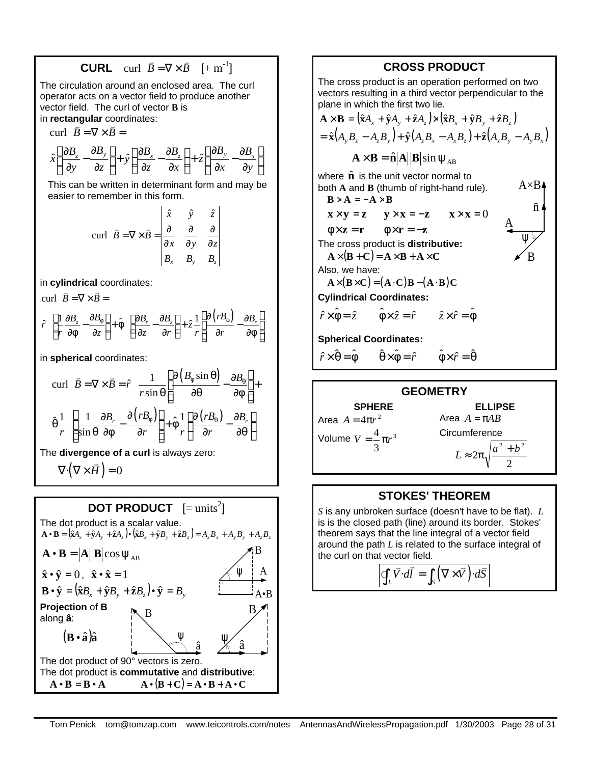## CURL $\text{curl } \vec{B} = \nabla \times \vec{B}$ [+ m$^{-1}$]

The circulation around an enclosed area. The curl operator acts on a vector field to produce another vector field. The curl of vector **B** is in **rectangular** coordinates:

$$\text{curl } \vec{B} = \nabla \times \vec{B} =$$

$$\hat{x}\left(\frac{\partial B_z}{\partial y} - \frac{\partial B_y}{\partial z}\right) + \hat{y}\left(\frac{\partial B_x}{\partial z} - \frac{\partial B_z}{\partial x}\right) + \hat{z}\left(\frac{\partial B_y}{\partial x} - \frac{\partial B_x}{\partial y}\right)$$

This can be written in determinant form and may be easier to remember in this form.

$$\text{curl } \vec{B} = \nabla \times \vec{B} = \begin{vmatrix} \hat{x} & \hat{y} & \hat{z} \\ \frac{\partial}{\partial x} & \frac{\partial}{\partial y} & \frac{\partial}{\partial z} \\ B_x & B_y & B_z \end{vmatrix}$$

in **cylindrical** coordinates:

$$\text{curl } \vec{B} = \nabla \times \vec{B} =$$

$$\hat{r}\left(\frac{1}{r}\frac{\partial B_z}{\partial \phi} - \frac{\partial B_\phi}{\partial z}\right) + \hat{\phi}\left(\frac{\partial B_r}{\partial z} - \frac{\partial B_z}{\partial r}\right) + \hat{z}\frac{1}{r}\left(\frac{\partial (rB_\phi)}{\partial r} - \frac{\partial B_r}{\partial \phi}\right)$$

in **spherical** coordinates:

$$\text{curl } \vec{B} = \nabla \times \vec{B} = \hat{r}\frac{1}{r\sin\theta}\left(\frac{\partial (B_\phi \sin\theta)}{\partial \theta} - \frac{\partial B_\theta}{\partial \phi}\right) +$$

$$\hat{\theta}\frac{1}{r}\left(\frac{1}{\sin\theta}\frac{\partial B_r}{\partial \phi} - \frac{\partial (rB_\phi)}{\partial r}\right) + \hat{\phi}\frac{1}{r}\left(\frac{\partial (rB_\theta)}{\partial r} - \frac{\partial B_r}{\partial \theta}\right)$$

The **divergence of a curl** is always zero:

$$\nabla \cdot \left(\nabla \times \vec{H}\right) = 0$$

## DOT PRODUCT [= units$^2$]

The dot product is a scalar value.

$$\mathbf{A} \bullet \mathbf{B} = (\hat{\mathbf{x}}A_x + \hat{\mathbf{y}}A_y + \hat{\mathbf{z}}A_z) \bullet (\hat{\mathbf{x}}B_x + \hat{\mathbf{y}}B_y + \hat{\mathbf{z}}B_z) = A_xB_x + A_yB_y + A_zB_z$$

$$\mathbf{A} \bullet \mathbf{B} = |\mathbf{A}||\mathbf{B}|\cos\psi_{AB}$$

$\hat{\mathbf{x}} \bullet \hat{\mathbf{y}} = 0$, $\hat{\mathbf{x}} \bullet \hat{\mathbf{x}} = 1$

$\mathbf{B} \bullet \hat{\mathbf{y}} = (\hat{\mathbf{x}}B_x + \hat{\mathbf{y}}B_y + \hat{\mathbf{z}}B_z) \bullet \hat{\mathbf{y}} = B_y$

**Projection** of **B** along **â**:

$$(\mathbf{B} \bullet \hat{\mathbf{a}})\hat{\mathbf{a}}$$

The dot product of 90° vectors is zero.

The dot product is **commutative** and **distributive**:

$\mathbf{A} \bullet \mathbf{B} = \mathbf{B} \bullet \mathbf{A}$ $\quad$ $\mathbf{A} \bullet (\mathbf{B} + \mathbf{C}) = \mathbf{A} \bullet \mathbf{B} + \mathbf{A} \bullet \mathbf{C}$

## CROSS PRODUCT

The cross product is an operation performed on two vectors resulting in a third vector perpendicular to the plane in which the first two lie.

$$\mathbf{A} \times \mathbf{B} = (\hat{\mathbf{x}}A_x + \hat{\mathbf{y}}A_y + \hat{\mathbf{z}}A_z) \times (\hat{\mathbf{x}}B_x + \hat{\mathbf{y}}B_y + \hat{\mathbf{z}}B_z)$$

$$= \hat{\mathbf{x}}(A_yB_z - A_zB_y) + \hat{\mathbf{y}}(A_zB_x - A_xB_z) + \hat{\mathbf{z}}(A_xB_y - A_yB_x)$$

$$\mathbf{A} \times \mathbf{B} = \hat{\mathbf{n}}|\mathbf{A}||\mathbf{B}|\sin\psi_{AB}$$

where $\hat{\mathbf{n}}$ is the unit vector normal to both **A** and **B** (thumb of right-hand rule).

$\mathbf{B} \times \mathbf{A} = -\mathbf{A} \times \mathbf{B}$

$\mathbf{x} \times \mathbf{y} = \mathbf{z}$ $\quad$ $\mathbf{y} \times \mathbf{x} = -\mathbf{z}$ $\quad$ $\mathbf{x} \times \mathbf{x} = 0$

$\boldsymbol{\phi} \times \mathbf{z} = \mathbf{r}$ $\quad$ $\boldsymbol{\phi} \times \mathbf{r} = -\mathbf{z}$

The cross product is **distributive:**

$\mathbf{A} \times (\mathbf{B} + \mathbf{C}) = \mathbf{A} \times \mathbf{B} + \mathbf{A} \times \mathbf{C}$

Also, we have:

$\mathbf{A} \times (\mathbf{B} \times \mathbf{C}) = (\mathbf{A} \cdot \mathbf{C})\mathbf{B} - (\mathbf{A} \cdot \mathbf{B})\mathbf{C}$

**Cylindrical Coordinates:**

$\hat{r} \times \hat{\phi} = \hat{z}$ $\quad$ $\hat{\phi} \times \hat{z} = \hat{r}$ $\quad$ $\hat{z} \times \hat{r} = \hat{\phi}$

**Spherical Coordinates:**

$\hat{r} \times \hat{\theta} = \hat{\phi}$ $\quad$ $\hat{\theta} \times \hat{\phi} = \hat{r}$ $\quad$ $\hat{\phi} \times \hat{r} = \hat{\theta}$

## GEOMETRY

**SPHERE**

Area $A = 4\pi r^2$

Volume $V = \frac{4}{3}\pi r^3$

**ELLIPSE**

Area $A = \pi AB$

Circumference

$$L \approx 2\pi\sqrt{\frac{a^2 + b^2}{2}}$$

## STOKES' THEOREM

$S$ is any unbroken surface (doesn't have to be flat). $L$ is is the closed path (line) around its border. Stokes' theorem says that the line integral of a vector field around the path $L$ is related to the surface integral of the curl on that vector field.

$$\oint_L \vec{V} \cdot d\vec{l} = \int_S \left(\nabla \times \vec{V}\right) \cdot d\vec{S}$$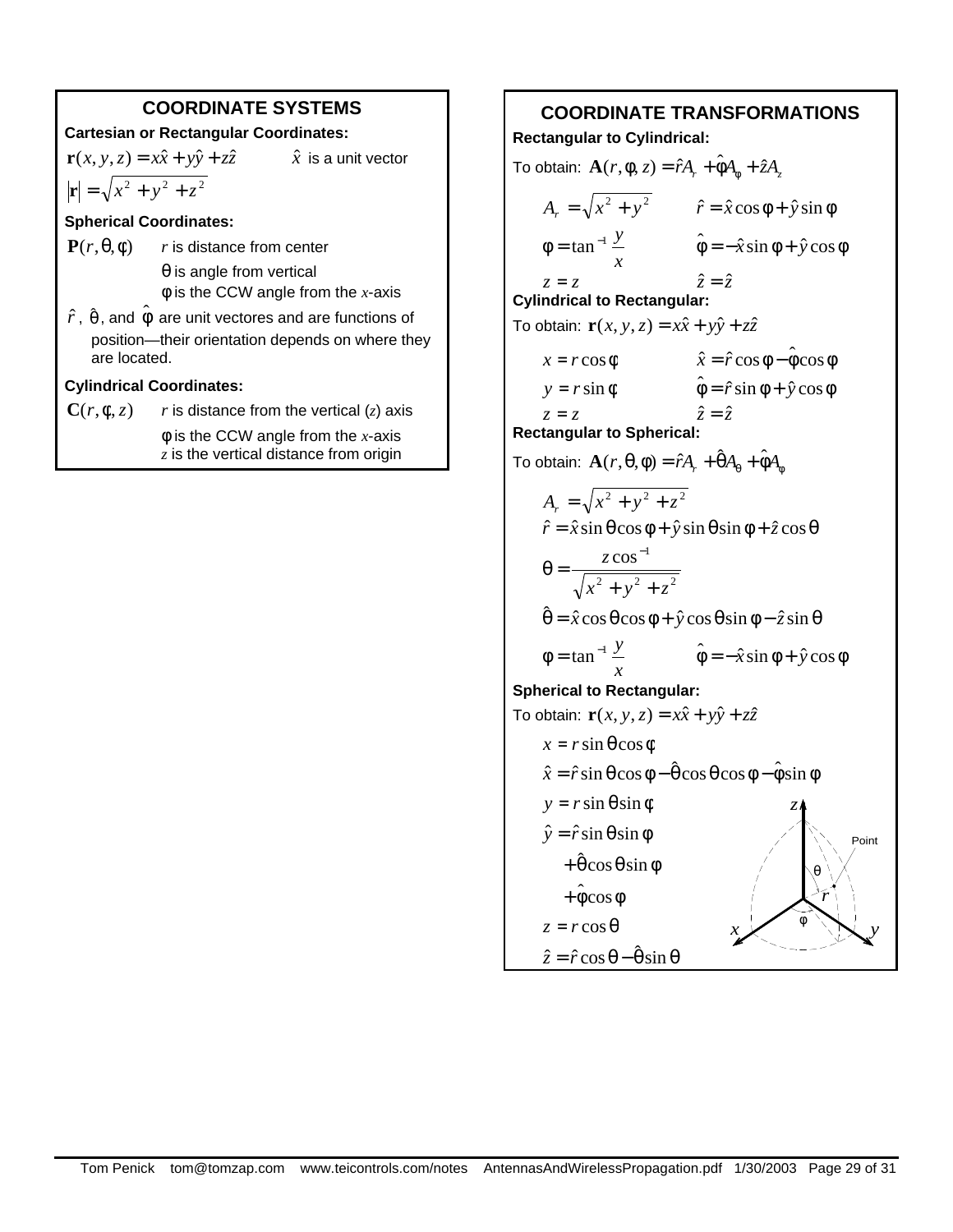## COORDINATE SYSTEMS

**Cartesian or Rectangular Coordinates:**

$\mathbf{r}(x, y, z) = x\hat{x} + y\hat{y} + z\hat{z}$ $\hat{x}$ is a unit vector

$|\mathbf{r}| = \sqrt{x^2 + y^2 + z^2}$

**Spherical Coordinates:**

$\mathbf{P}(r, \theta, \phi)$ $r$ is distance from center
θ is angle from vertical
φ is the CCW angle from the $x$-axis

$\hat{r}$, $\hat{\theta}$, and $\hat{\phi}$ are unit vectores and are functions of position—their orientation depends on where they are located.

**Cylindrical Coordinates:**

$\mathbf{C}(r, \phi, z)$ $r$ is distance from the vertical ($z$) axis
φ is the CCW angle from the $x$-axis
$z$ is the vertical distance from origin

## COORDINATE TRANSFORMATIONS

**Rectangular to Cylindrical:**

To obtain: $\mathbf{A}(r, \phi, z) = \hat{r}A_r + \hat{\phi}A_\phi + \hat{z}A_z$

$A_r = \sqrt{x^2 + y^2}$ $\hat{r} = \hat{x}\cos\phi + \hat{y}\sin\phi$

$\phi = \tan^{-1}\dfrac{y}{x}$ $\hat{\phi} = -\hat{x}\sin\phi + \hat{y}\cos\phi$

$z = z$ $\hat{z} = \hat{z}$

**Cylindrical to Rectangular:**

To obtain: $\mathbf{r}(x, y, z) = x\hat{x} + y\hat{y} + z\hat{z}$

$x = r\cos\phi$ $\hat{x} = \hat{r}\cos\phi - \hat{\phi}\cos\phi$

$y = r\sin\phi$ $\hat{\phi} = \hat{r}\sin\phi + \hat{y}\cos\phi$

$z = z$ $\hat{z} = \hat{z}$

**Rectangular to Spherical:**

To obtain: $\mathbf{A}(r, \theta, \phi) = \hat{r}A_r + \hat{\theta}A_\theta + \hat{\phi}A_\phi$

$A_r = \sqrt{x^2 + y^2 + z^2}$

$\hat{r} = \hat{x}\sin\theta\cos\phi + \hat{y}\sin\theta\sin\phi + \hat{z}\cos\theta$

$\theta = \dfrac{z\cos^{-1}}{\sqrt{x^2 + y^2 + z^2}}$

$\hat{\theta} = \hat{x}\cos\theta\cos\phi + \hat{y}\cos\theta\sin\phi - \hat{z}\sin\theta$

$\phi = \tan^{-1}\dfrac{y}{x}$ $\hat{\phi} = -\hat{x}\sin\phi + \hat{y}\cos\phi$

**Spherical to Rectangular:**

To obtain: $\mathbf{r}(x, y, z) = x\hat{x} + y\hat{y} + z\hat{z}$

$x = r\sin\theta\cos\phi$

$\hat{x} = \hat{r}\sin\theta\cos\phi - \hat{\theta}\cos\theta\cos\phi - \hat{\phi}\sin\phi$

$y = r\sin\theta\sin\phi$

$\hat{y} = \hat{r}\sin\theta\sin\phi$
$\quad + \hat{\theta}\cos\theta\sin\phi$
$\quad + \hat{\phi}\cos\phi$

$z = r\cos\theta$

$\hat{z} = \hat{r}\cos\theta - \hat{\theta}\sin\theta$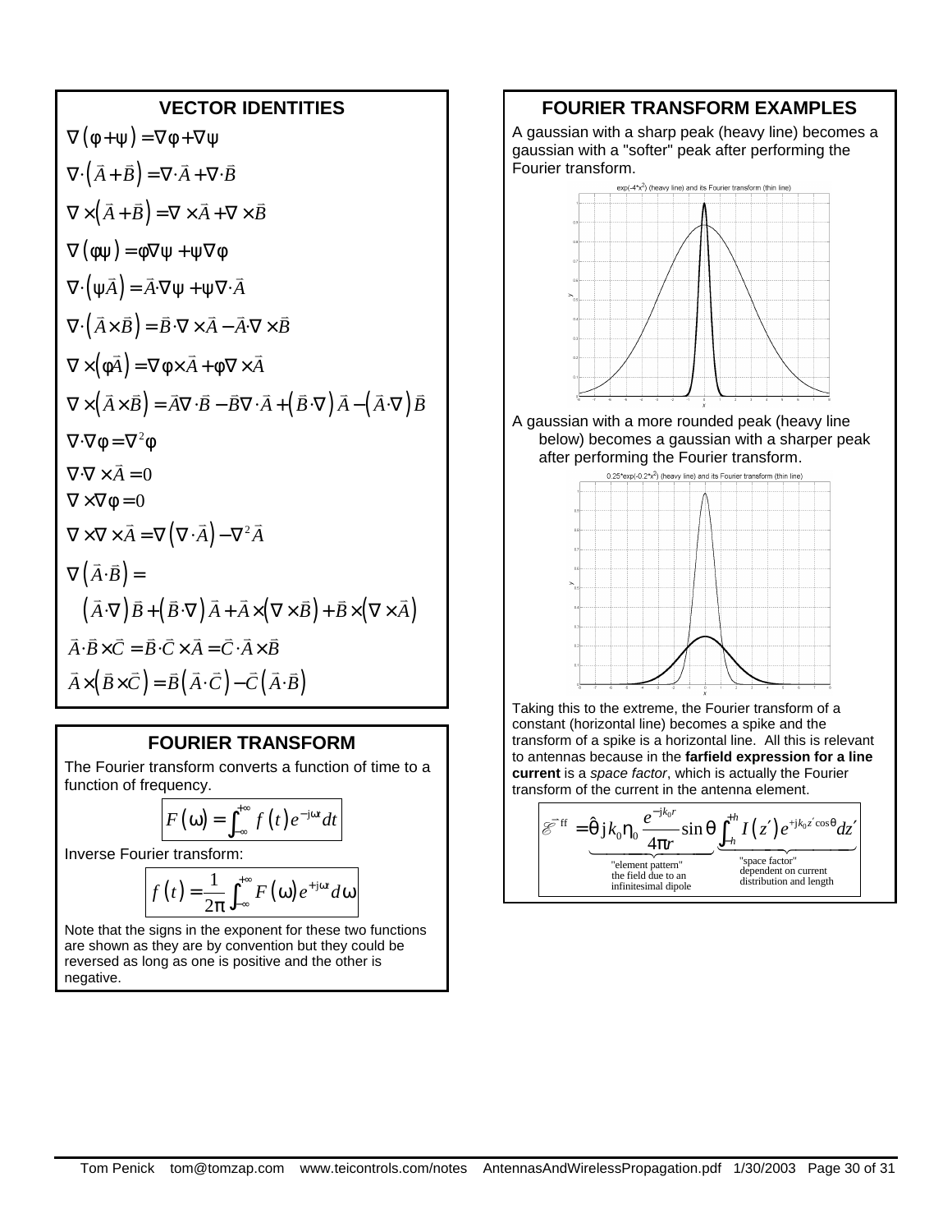## VECTOR IDENTITIES

$$\nabla(\phi+\psi) = \nabla\phi + \nabla\psi$$

$$\nabla\cdot\left(\vec{A}+\vec{B}\right) = \nabla\cdot\vec{A} + \nabla\cdot\vec{B}$$

$$\nabla\times\left(\vec{A}+\vec{B}\right) = \nabla\times\vec{A} + \nabla\times\vec{B}$$

$$\nabla(\phi\psi) = \phi\nabla\psi + \psi\nabla\phi$$

$$\nabla\cdot\left(\psi\vec{A}\right) = \vec{A}\cdot\nabla\psi + \psi\nabla\cdot\vec{A}$$

$$\nabla\cdot\left(\vec{A}\times\vec{B}\right) = \vec{B}\cdot\nabla\times\vec{A} - \vec{A}\cdot\nabla\times\vec{B}$$

$$\nabla\times\left(\phi\vec{A}\right) = \nabla\phi\times\vec{A} + \phi\nabla\times\vec{A}$$

$$\nabla\times\left(\vec{A}\times\vec{B}\right) = \vec{A}\nabla\cdot\vec{B} - \vec{B}\nabla\cdot\vec{A} + \left(\vec{B}\cdot\nabla\right)\vec{A} - \left(\vec{A}\cdot\nabla\right)\vec{B}$$

$$\nabla\cdot\nabla\phi = \nabla^2\phi$$

$$\nabla\cdot\nabla\times\vec{A} = 0$$

$$\nabla\times\nabla\phi = 0$$

$$\nabla\times\nabla\times\vec{A} = \nabla\left(\nabla\cdot\vec{A}\right) - \nabla^2\vec{A}$$

$$\nabla\left(\vec{A}\cdot\vec{B}\right) = \left(\vec{A}\cdot\nabla\right)\vec{B} + \left(\vec{B}\cdot\nabla\right)\vec{A} + \vec{A}\times\left(\nabla\times\vec{B}\right) + \vec{B}\times\left(\nabla\times\vec{A}\right)$$

$$\vec{A}\cdot\vec{B}\times\vec{C} = \vec{B}\cdot\vec{C}\times\vec{A} = \vec{C}\cdot\vec{A}\times\vec{B}$$

$$\vec{A}\times\left(\vec{B}\times\vec{C}\right) = \vec{B}\left(\vec{A}\cdot\vec{C}\right) - \vec{C}\left(\vec{A}\cdot\vec{B}\right)$$

## FOURIER TRANSFORM

The Fourier transform converts a function of time to a function of frequency.

$$F(\omega) = \int_{-\infty}^{+\infty} f(t)\, e^{-j\omega t}\, dt$$

Inverse Fourier transform:

$$f(t) = \frac{1}{2\pi}\int_{-\infty}^{+\infty} F(\omega)\, e^{+j\omega t}\, d\omega$$

Note that the signs in the exponent for these two functions are shown as they are by convention but they could be reversed as long as one is positive and the other is negative.

## FOURIER TRANSFORM EXAMPLES

A gaussian with a sharp peak (heavy line) becomes a gaussian with a "softer" peak after performing the Fourier transform.

exp(-4*x²) (heavy line) and its Fourier transform (thin line)

A gaussian with a more rounded peak (heavy line below) becomes a gaussian with a sharper peak after performing the Fourier transform.

0.25*exp(-0.2*x²) (heavy line) and its Fourier transform (thin line)

Taking this to the extreme, the Fourier transform of a constant (horizontal line) becomes a spike and the transform of a spike is a horizontal line. All this is relevant to antennas because in the **farfield expression for a line current** is a *space factor*, which is actually the Fourier transform of the current in the antenna element.

$$\mathscr{E}^{\text{ff}} = \underbrace{\hat{\theta}\, j k_0 \eta_0 \frac{e^{-jk_0 r}}{4\pi r}\sin\theta}_{\substack{\text{"element pattern"} \\ \text{the field due to an} \\ \text{infinitesimal dipole}}} \underbrace{\int_{-h}^{+h} I(z')\, e^{+jk_0 z'\cos\theta}\, dz'}_{\substack{\text{"space factor"} \\ \text{dependent on current} \\ \text{distribution and length}}}$$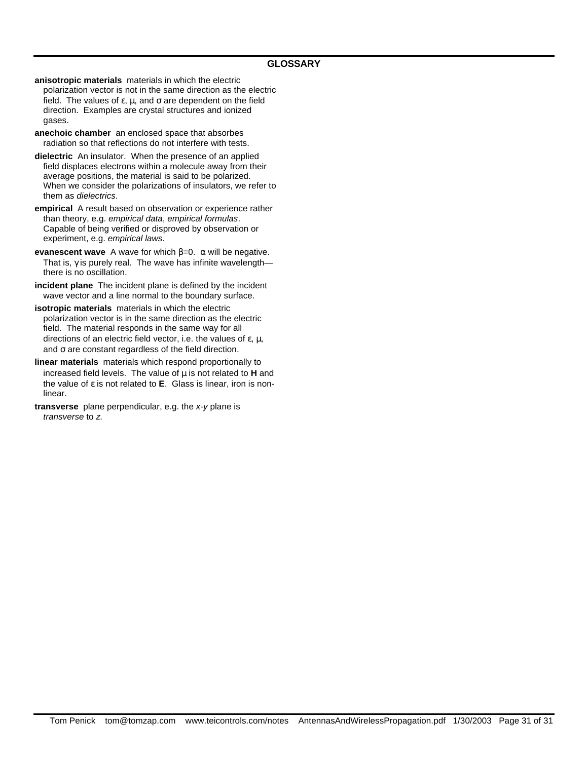## GLOSSARY

**anisotropic materials** materials in which the electric polarization vector is not in the same direction as the electric field. The values of $\varepsilon$, $\mu$, and $\sigma$ are dependent on the field direction. Examples are crystal structures and ionized gases.

**anechoic chamber** an enclosed space that absorbes radiation so that reflections do not interfere with tests.

**dielectric** An insulator. When the presence of an applied field displaces electrons within a molecule away from their average positions, the material is said to be polarized. When we consider the polarizations of insulators, we refer to them as *dielectrics*.

**empirical** A result based on observation or experience rather than theory, e.g. *empirical data*, *empirical formulas*. Capable of being verified or disproved by observation or experiment, e.g. *empirical laws*.

**evanescent wave** A wave for which $\beta$=0. $\alpha$ will be negative. That is, $\gamma$ is purely real. The wave has infinite wavelength—there is no oscillation.

**incident plane** The incident plane is defined by the incident wave vector and a line normal to the boundary surface.

**isotropic materials** materials in which the electric polarization vector is in the same direction as the electric field. The material responds in the same way for all directions of an electric field vector, i.e. the values of $\varepsilon$, $\mu$, and $\sigma$ are constant regardless of the field direction.

**linear materials** materials which respond proportionally to increased field levels. The value of $\mu$ is not related to **H** and the value of $\varepsilon$ is not related to **E**. Glass is linear, iron is non-linear.

**transverse** plane perpendicular, e.g. the *x-y* plane is *transverse* to *z*.